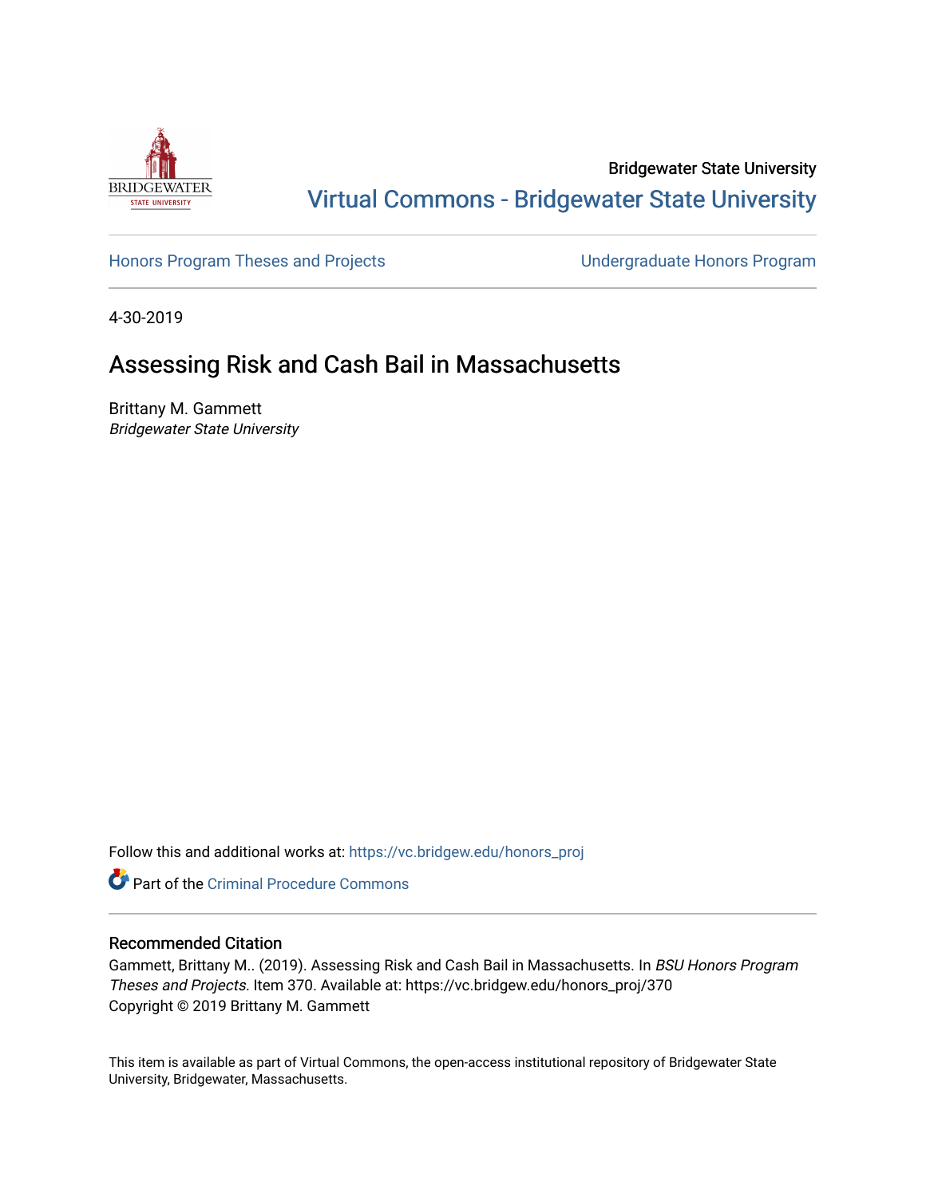Bridgewater State University

Virtual Commons - Bridgewater State University

Honors Program Theses and Projects

Undergraduate Honors Program

4-30-2019

# Assessing Risk and Cash Bail in Massachusetts

Brittany M. Gammett
*Bridgewater State University*

Follow this and additional works at: https://vc.bridgew.edu/honors_proj

Part of the Criminal Procedure Commons

## Recommended Citation

Gammett, Brittany M.. (2019). Assessing Risk and Cash Bail in Massachusetts. In *BSU Honors Program Theses and Projects.* Item 370. Available at: https://vc.bridgew.edu/honors_proj/370
Copyright © 2019 Brittany M. Gammett

This item is available as part of Virtual Commons, the open-access institutional repository of Bridgewater State University, Bridgewater, Massachusetts.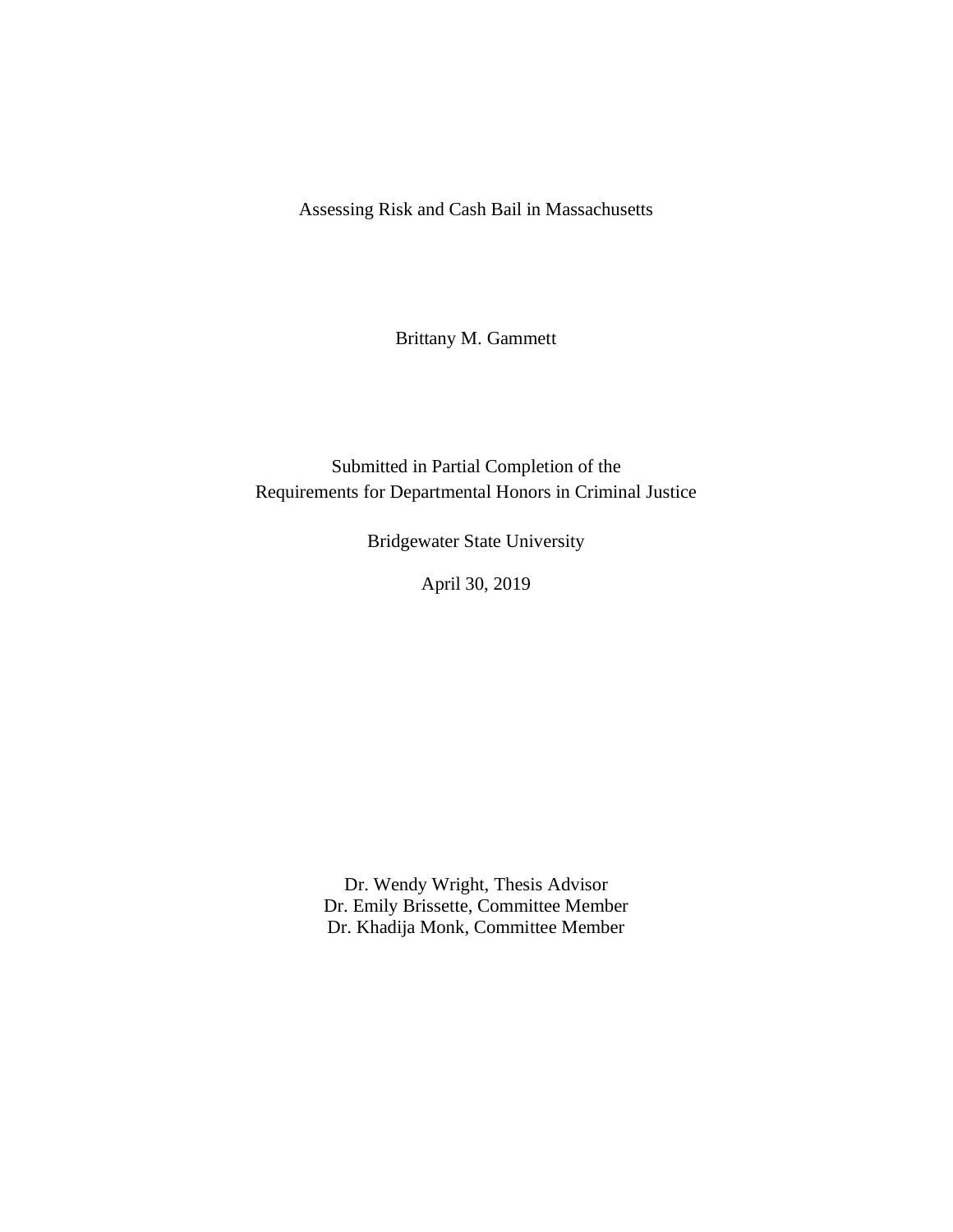# Assessing Risk and Cash Bail in Massachusetts

Brittany M. Gammett

Submitted in Partial Completion of the
Requirements for Departmental Honors in Criminal Justice

Bridgewater State University

April 30, 2019

Dr. Wendy Wright, Thesis Advisor
Dr. Emily Brissette, Committee Member
Dr. Khadija Monk, Committee Member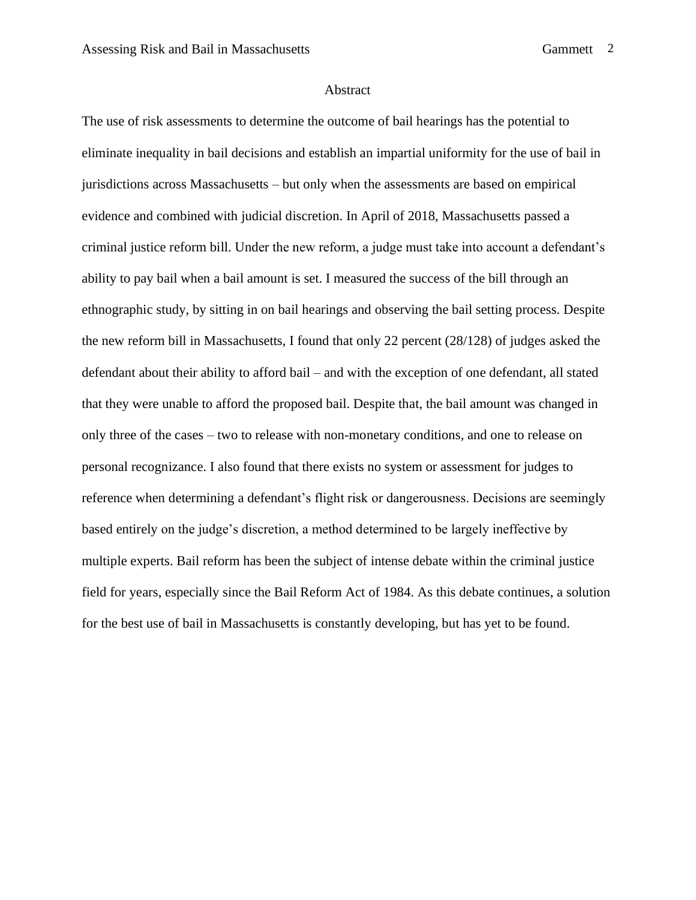## Abstract

The use of risk assessments to determine the outcome of bail hearings has the potential to eliminate inequality in bail decisions and establish an impartial uniformity for the use of bail in jurisdictions across Massachusetts – but only when the assessments are based on empirical evidence and combined with judicial discretion. In April of 2018, Massachusetts passed a criminal justice reform bill. Under the new reform, a judge must take into account a defendant's ability to pay bail when a bail amount is set. I measured the success of the bill through an ethnographic study, by sitting in on bail hearings and observing the bail setting process. Despite the new reform bill in Massachusetts, I found that only 22 percent (28/128) of judges asked the defendant about their ability to afford bail – and with the exception of one defendant, all stated that they were unable to afford the proposed bail. Despite that, the bail amount was changed in only three of the cases – two to release with non-monetary conditions, and one to release on personal recognizance. I also found that there exists no system or assessment for judges to reference when determining a defendant's flight risk or dangerousness. Decisions are seemingly based entirely on the judge's discretion, a method determined to be largely ineffective by multiple experts. Bail reform has been the subject of intense debate within the criminal justice field for years, especially since the Bail Reform Act of 1984. As this debate continues, a solution for the best use of bail in Massachusetts is constantly developing, but has yet to be found.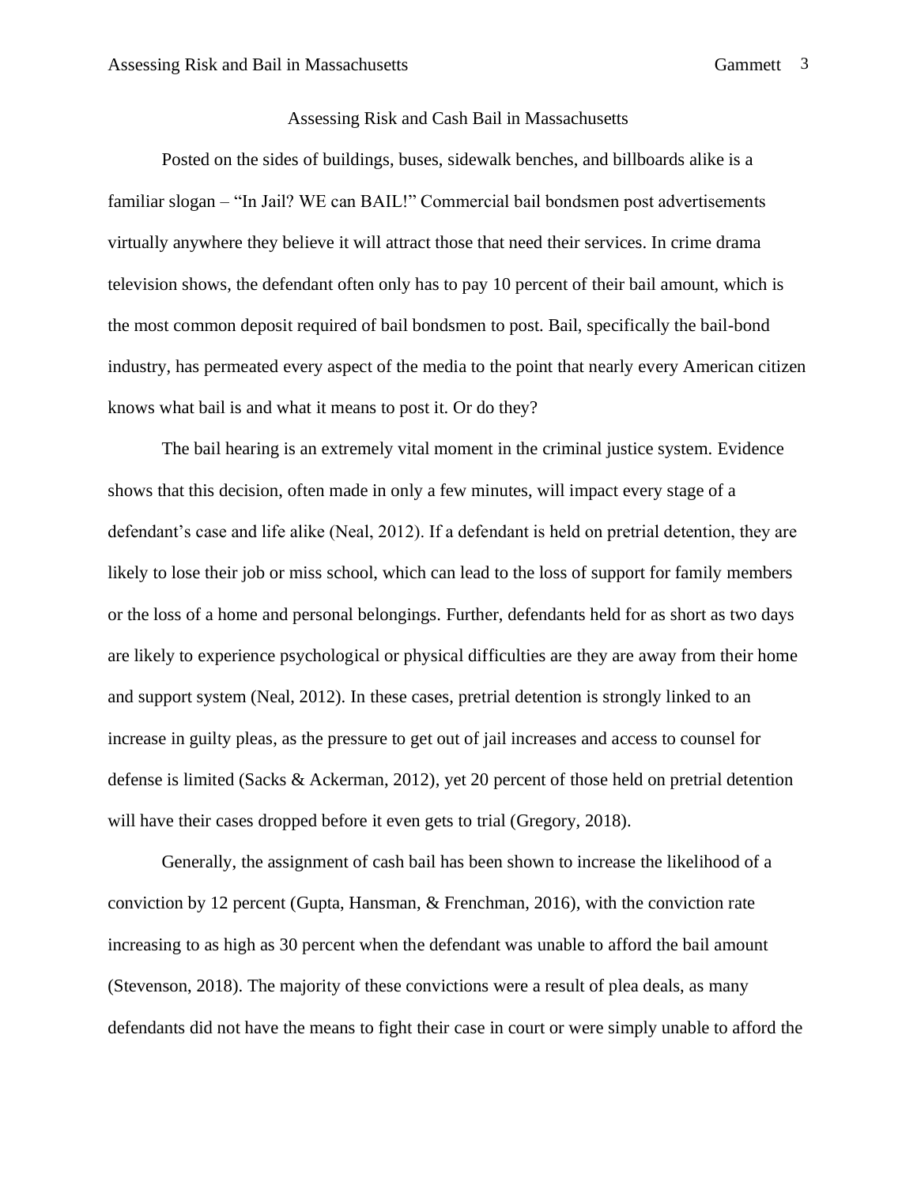# Assessing Risk and Cash Bail in Massachusetts

Posted on the sides of buildings, buses, sidewalk benches, and billboards alike is a familiar slogan – "In Jail? WE can BAIL!" Commercial bail bondsmen post advertisements virtually anywhere they believe it will attract those that need their services. In crime drama television shows, the defendant often only has to pay 10 percent of their bail amount, which is the most common deposit required of bail bondsmen to post. Bail, specifically the bail-bond industry, has permeated every aspect of the media to the point that nearly every American citizen knows what bail is and what it means to post it. Or do they?

The bail hearing is an extremely vital moment in the criminal justice system. Evidence shows that this decision, often made in only a few minutes, will impact every stage of a defendant's case and life alike (Neal, 2012). If a defendant is held on pretrial detention, they are likely to lose their job or miss school, which can lead to the loss of support for family members or the loss of a home and personal belongings. Further, defendants held for as short as two days are likely to experience psychological or physical difficulties are they are away from their home and support system (Neal, 2012). In these cases, pretrial detention is strongly linked to an increase in guilty pleas, as the pressure to get out of jail increases and access to counsel for defense is limited (Sacks & Ackerman, 2012), yet 20 percent of those held on pretrial detention will have their cases dropped before it even gets to trial (Gregory, 2018).

Generally, the assignment of cash bail has been shown to increase the likelihood of a conviction by 12 percent (Gupta, Hansman, & Frenchman, 2016), with the conviction rate increasing to as high as 30 percent when the defendant was unable to afford the bail amount (Stevenson, 2018). The majority of these convictions were a result of plea deals, as many defendants did not have the means to fight their case in court or were simply unable to afford the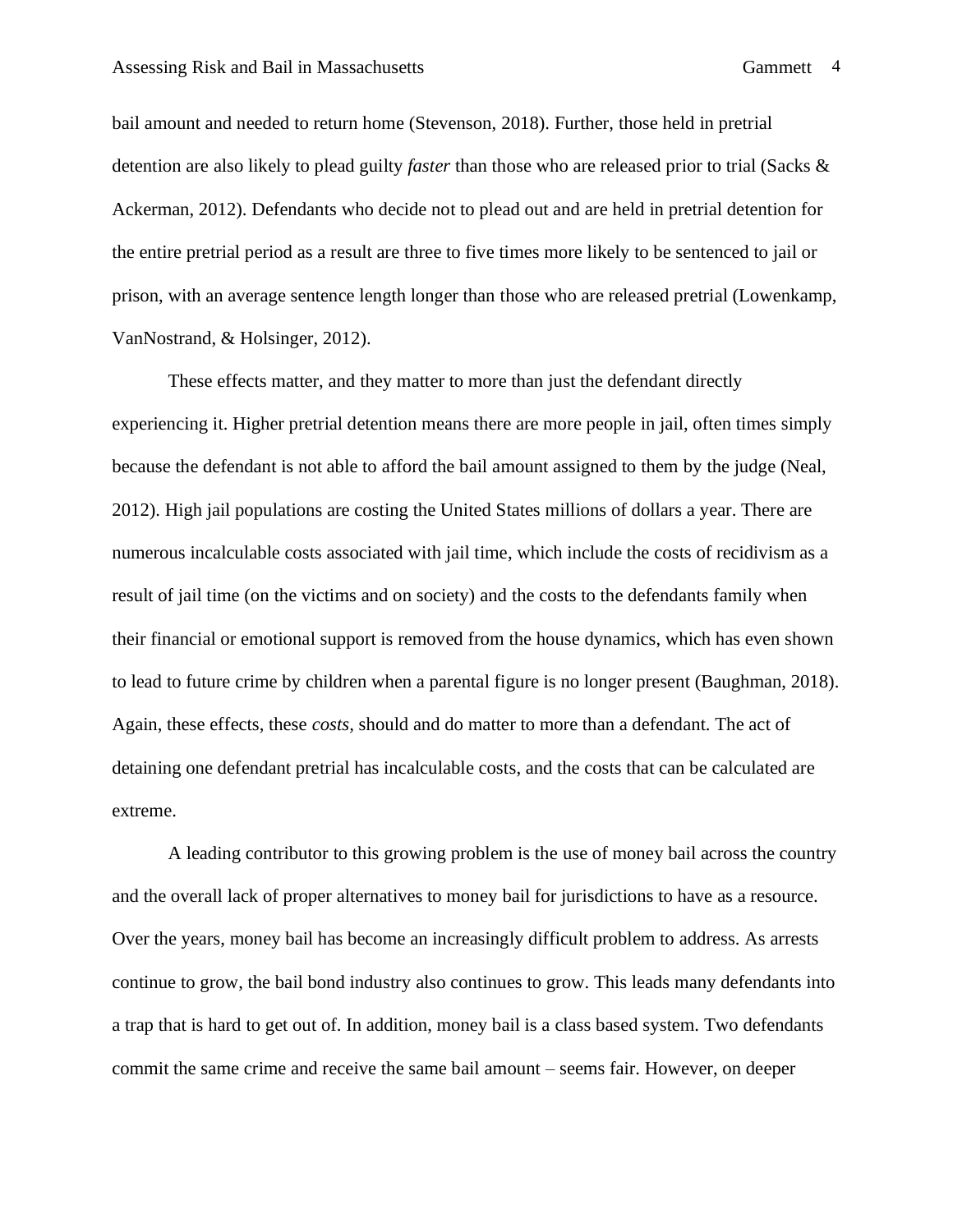bail amount and needed to return home (Stevenson, 2018). Further, those held in pretrial detention are also likely to plead guilty *faster* than those who are released prior to trial (Sacks & Ackerman, 2012). Defendants who decide not to plead out and are held in pretrial detention for the entire pretrial period as a result are three to five times more likely to be sentenced to jail or prison, with an average sentence length longer than those who are released pretrial (Lowenkamp, VanNostrand, & Holsinger, 2012).

These effects matter, and they matter to more than just the defendant directly experiencing it. Higher pretrial detention means there are more people in jail, often times simply because the defendant is not able to afford the bail amount assigned to them by the judge (Neal, 2012). High jail populations are costing the United States millions of dollars a year. There are numerous incalculable costs associated with jail time, which include the costs of recidivism as a result of jail time (on the victims and on society) and the costs to the defendants family when their financial or emotional support is removed from the house dynamics, which has even shown to lead to future crime by children when a parental figure is no longer present (Baughman, 2018). Again, these effects, these *costs,* should and do matter to more than a defendant. The act of detaining one defendant pretrial has incalculable costs, and the costs that can be calculated are extreme.

A leading contributor to this growing problem is the use of money bail across the country and the overall lack of proper alternatives to money bail for jurisdictions to have as a resource. Over the years, money bail has become an increasingly difficult problem to address. As arrests continue to grow, the bail bond industry also continues to grow. This leads many defendants into a trap that is hard to get out of. In addition, money bail is a class based system. Two defendants commit the same crime and receive the same bail amount – seems fair. However, on deeper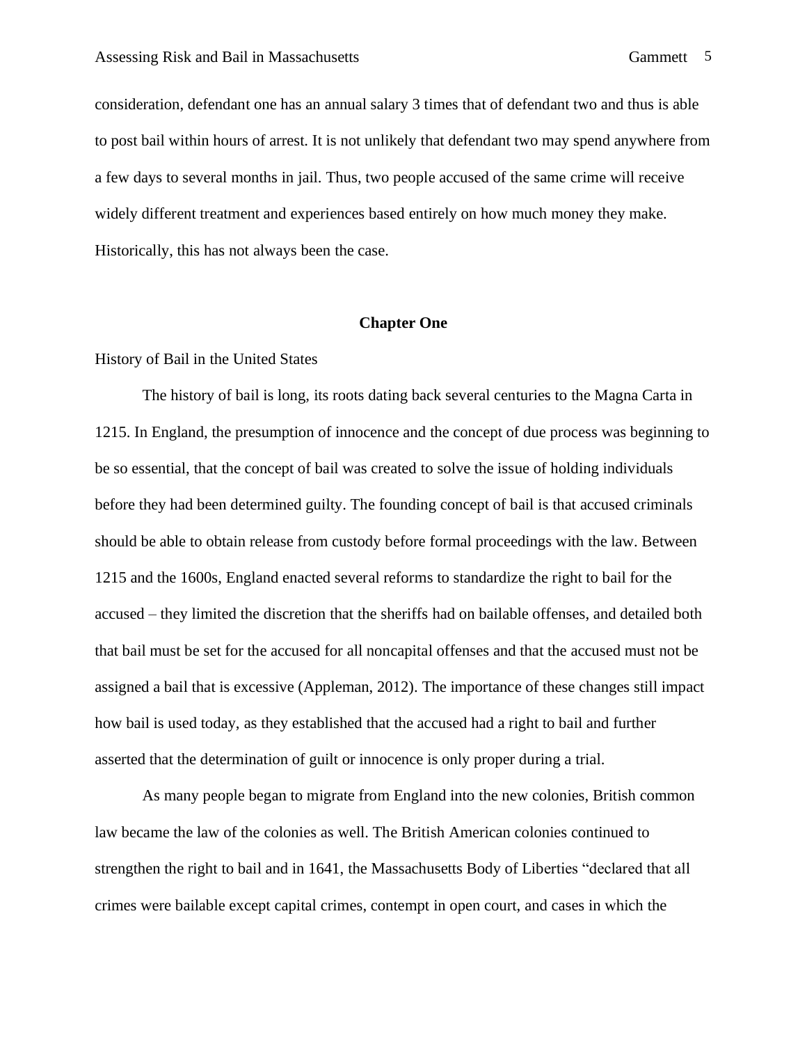consideration, defendant one has an annual salary 3 times that of defendant two and thus is able to post bail within hours of arrest. It is not unlikely that defendant two may spend anywhere from a few days to several months in jail. Thus, two people accused of the same crime will receive widely different treatment and experiences based entirely on how much money they make. Historically, this has not always been the case.

## Chapter One

### History of Bail in the United States

The history of bail is long, its roots dating back several centuries to the Magna Carta in 1215. In England, the presumption of innocence and the concept of due process was beginning to be so essential, that the concept of bail was created to solve the issue of holding individuals before they had been determined guilty. The founding concept of bail is that accused criminals should be able to obtain release from custody before formal proceedings with the law. Between 1215 and the 1600s, England enacted several reforms to standardize the right to bail for the accused – they limited the discretion that the sheriffs had on bailable offenses, and detailed both that bail must be set for the accused for all noncapital offenses and that the accused must not be assigned a bail that is excessive (Appleman, 2012). The importance of these changes still impact how bail is used today, as they established that the accused had a right to bail and further asserted that the determination of guilt or innocence is only proper during a trial.

As many people began to migrate from England into the new colonies, British common law became the law of the colonies as well. The British American colonies continued to strengthen the right to bail and in 1641, the Massachusetts Body of Liberties "declared that all crimes were bailable except capital crimes, contempt in open court, and cases in which the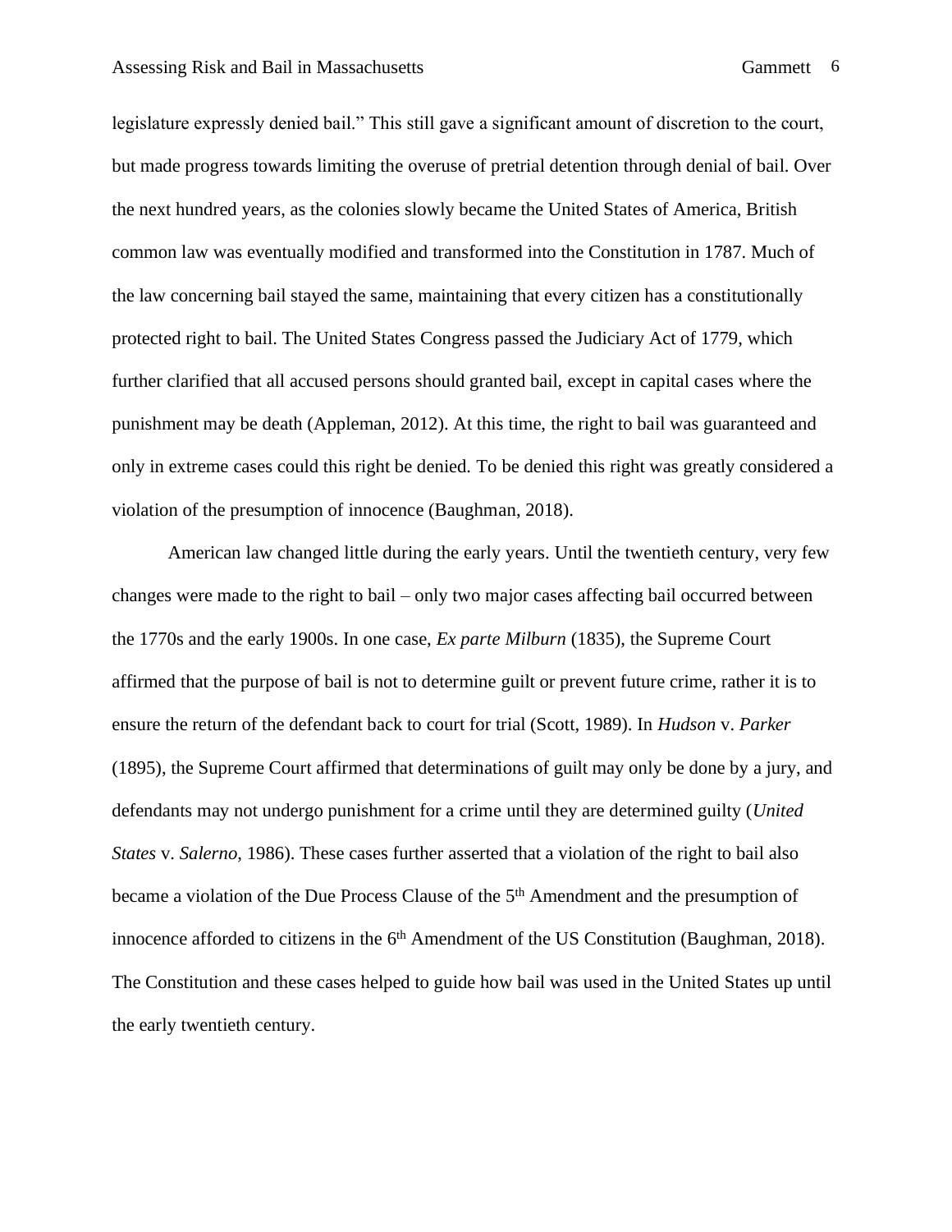legislature expressly denied bail." This still gave a significant amount of discretion to the court, but made progress towards limiting the overuse of pretrial detention through denial of bail. Over the next hundred years, as the colonies slowly became the United States of America, British common law was eventually modified and transformed into the Constitution in 1787. Much of the law concerning bail stayed the same, maintaining that every citizen has a constitutionally protected right to bail. The United States Congress passed the Judiciary Act of 1779, which further clarified that all accused persons should granted bail, except in capital cases where the punishment may be death (Appleman, 2012). At this time, the right to bail was guaranteed and only in extreme cases could this right be denied. To be denied this right was greatly considered a violation of the presumption of innocence (Baughman, 2018).

American law changed little during the early years. Until the twentieth century, very few changes were made to the right to bail – only two major cases affecting bail occurred between the 1770s and the early 1900s. In one case, *Ex parte Milburn* (1835), the Supreme Court affirmed that the purpose of bail is not to determine guilt or prevent future crime, rather it is to ensure the return of the defendant back to court for trial (Scott, 1989). In *Hudson* v. *Parker* (1895), the Supreme Court affirmed that determinations of guilt may only be done by a jury, and defendants may not undergo punishment for a crime until they are determined guilty (*United States* v. *Salerno*, 1986). These cases further asserted that a violation of the right to bail also became a violation of the Due Process Clause of the 5th Amendment and the presumption of innocence afforded to citizens in the 6th Amendment of the US Constitution (Baughman, 2018). The Constitution and these cases helped to guide how bail was used in the United States up until the early twentieth century.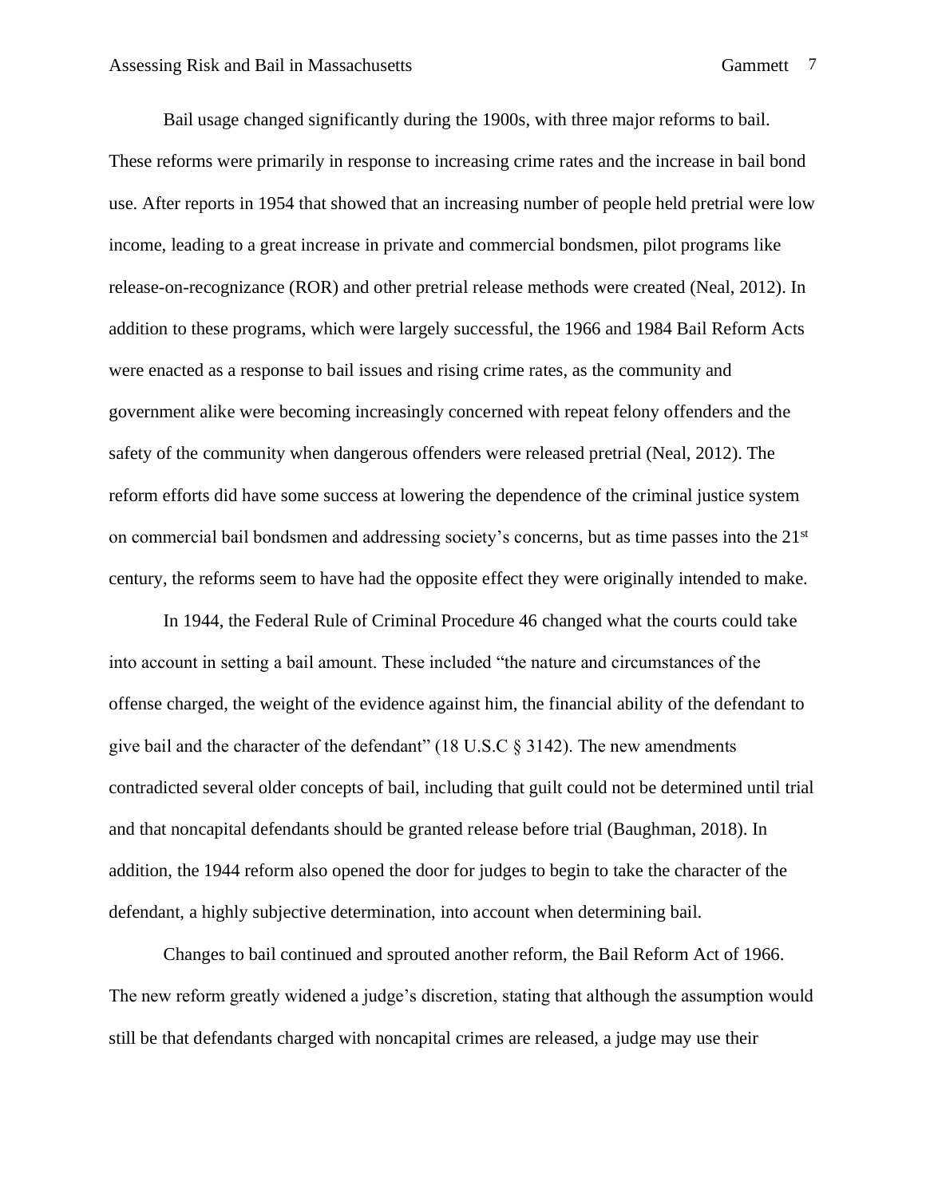Bail usage changed significantly during the 1900s, with three major reforms to bail. These reforms were primarily in response to increasing crime rates and the increase in bail bond use. After reports in 1954 that showed that an increasing number of people held pretrial were low income, leading to a great increase in private and commercial bondsmen, pilot programs like release-on-recognizance (ROR) and other pretrial release methods were created (Neal, 2012). In addition to these programs, which were largely successful, the 1966 and 1984 Bail Reform Acts were enacted as a response to bail issues and rising crime rates, as the community and government alike were becoming increasingly concerned with repeat felony offenders and the safety of the community when dangerous offenders were released pretrial (Neal, 2012). The reform efforts did have some success at lowering the dependence of the criminal justice system on commercial bail bondsmen and addressing society's concerns, but as time passes into the 21st century, the reforms seem to have had the opposite effect they were originally intended to make.

In 1944, the Federal Rule of Criminal Procedure 46 changed what the courts could take into account in setting a bail amount. These included "the nature and circumstances of the offense charged, the weight of the evidence against him, the financial ability of the defendant to give bail and the character of the defendant" (18 U.S.C § 3142). The new amendments contradicted several older concepts of bail, including that guilt could not be determined until trial and that noncapital defendants should be granted release before trial (Baughman, 2018). In addition, the 1944 reform also opened the door for judges to begin to take the character of the defendant, a highly subjective determination, into account when determining bail.

Changes to bail continued and sprouted another reform, the Bail Reform Act of 1966. The new reform greatly widened a judge's discretion, stating that although the assumption would still be that defendants charged with noncapital crimes are released, a judge may use their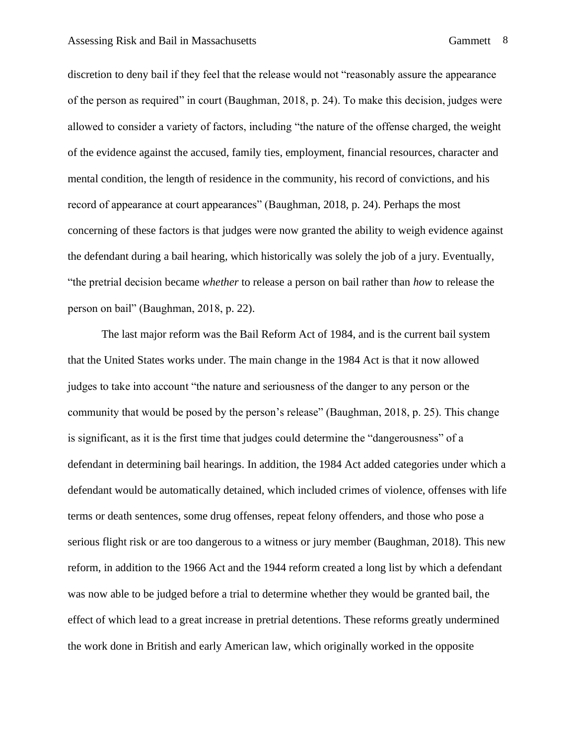discretion to deny bail if they feel that the release would not "reasonably assure the appearance of the person as required" in court (Baughman, 2018, p. 24). To make this decision, judges were allowed to consider a variety of factors, including "the nature of the offense charged, the weight of the evidence against the accused, family ties, employment, financial resources, character and mental condition, the length of residence in the community, his record of convictions, and his record of appearance at court appearances" (Baughman, 2018, p. 24). Perhaps the most concerning of these factors is that judges were now granted the ability to weigh evidence against the defendant during a bail hearing, which historically was solely the job of a jury. Eventually, "the pretrial decision became *whether* to release a person on bail rather than *how* to release the person on bail" (Baughman, 2018, p. 22).

The last major reform was the Bail Reform Act of 1984, and is the current bail system that the United States works under. The main change in the 1984 Act is that it now allowed judges to take into account "the nature and seriousness of the danger to any person or the community that would be posed by the person's release" (Baughman, 2018, p. 25). This change is significant, as it is the first time that judges could determine the "dangerousness" of a defendant in determining bail hearings. In addition, the 1984 Act added categories under which a defendant would be automatically detained, which included crimes of violence, offenses with life terms or death sentences, some drug offenses, repeat felony offenders, and those who pose a serious flight risk or are too dangerous to a witness or jury member (Baughman, 2018). This new reform, in addition to the 1966 Act and the 1944 reform created a long list by which a defendant was now able to be judged before a trial to determine whether they would be granted bail, the effect of which lead to a great increase in pretrial detentions. These reforms greatly undermined the work done in British and early American law, which originally worked in the opposite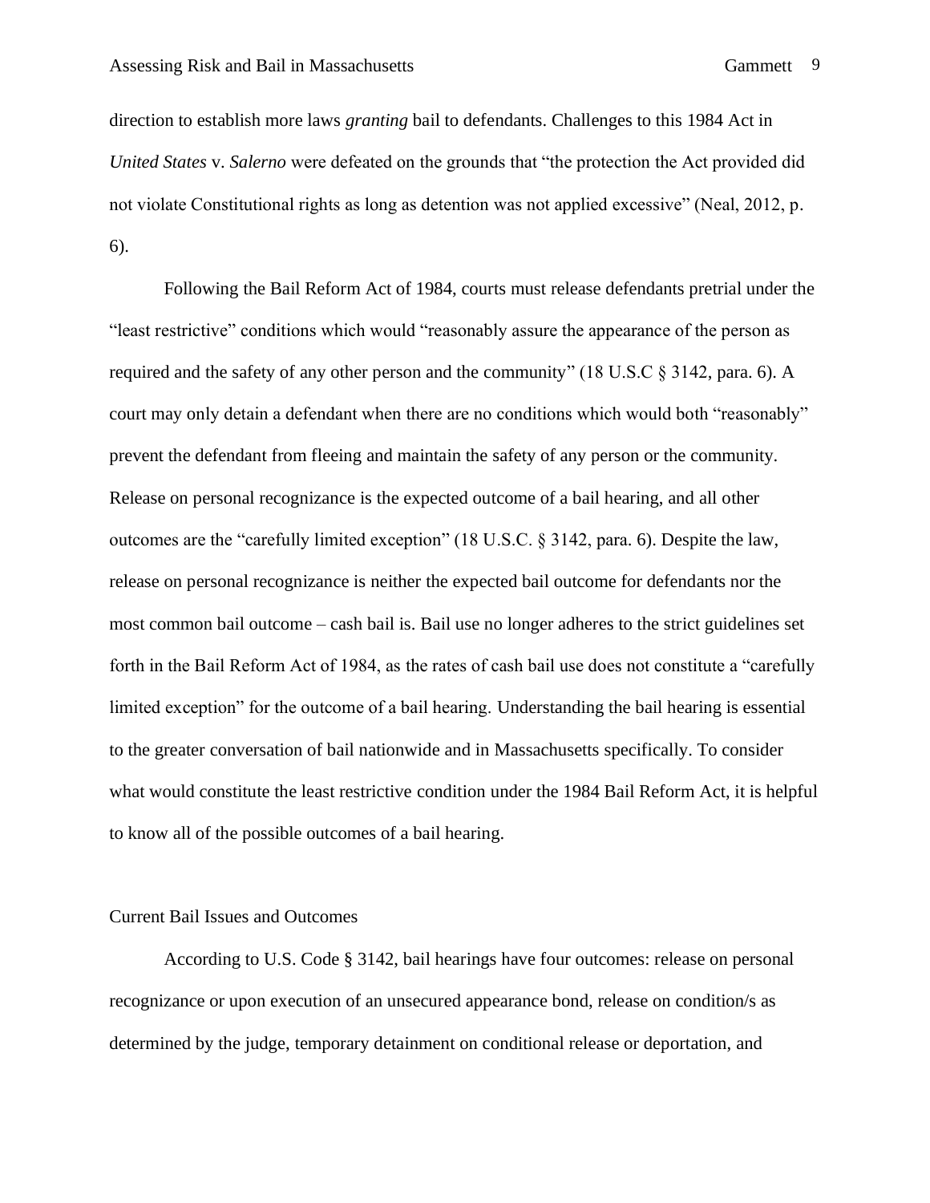direction to establish more laws *granting* bail to defendants. Challenges to this 1984 Act in *United States* v. *Salerno* were defeated on the grounds that "the protection the Act provided did not violate Constitutional rights as long as detention was not applied excessive" (Neal, 2012, p. 6).

Following the Bail Reform Act of 1984, courts must release defendants pretrial under the "least restrictive" conditions which would "reasonably assure the appearance of the person as required and the safety of any other person and the community" (18 U.S.C § 3142, para. 6). A court may only detain a defendant when there are no conditions which would both "reasonably" prevent the defendant from fleeing and maintain the safety of any person or the community. Release on personal recognizance is the expected outcome of a bail hearing, and all other outcomes are the "carefully limited exception" (18 U.S.C. § 3142, para. 6). Despite the law, release on personal recognizance is neither the expected bail outcome for defendants nor the most common bail outcome – cash bail is. Bail use no longer adheres to the strict guidelines set forth in the Bail Reform Act of 1984, as the rates of cash bail use does not constitute a "carefully limited exception" for the outcome of a bail hearing. Understanding the bail hearing is essential to the greater conversation of bail nationwide and in Massachusetts specifically. To consider what would constitute the least restrictive condition under the 1984 Bail Reform Act, it is helpful to know all of the possible outcomes of a bail hearing.

## Current Bail Issues and Outcomes

According to U.S. Code § 3142, bail hearings have four outcomes: release on personal recognizance or upon execution of an unsecured appearance bond, release on condition/s as determined by the judge, temporary detainment on conditional release or deportation, and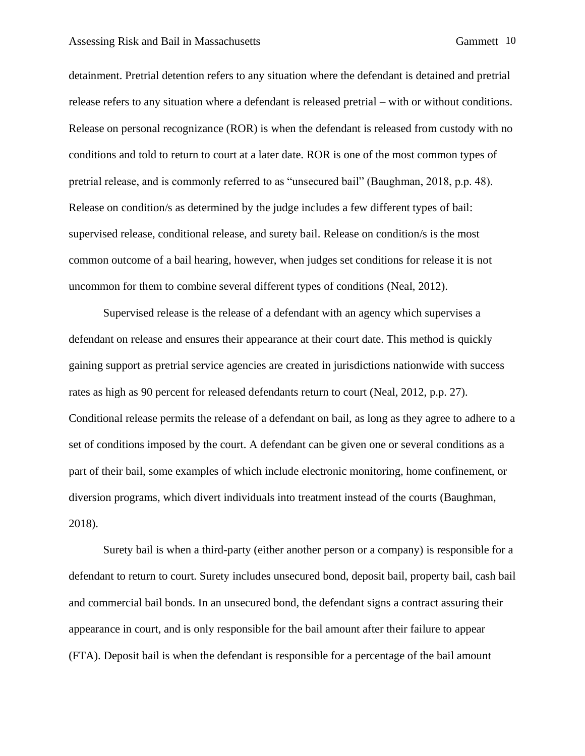detainment. Pretrial detention refers to any situation where the defendant is detained and pretrial release refers to any situation where a defendant is released pretrial – with or without conditions. Release on personal recognizance (ROR) is when the defendant is released from custody with no conditions and told to return to court at a later date. ROR is one of the most common types of pretrial release, and is commonly referred to as "unsecured bail" (Baughman, 2018, p.p. 48). Release on condition/s as determined by the judge includes a few different types of bail: supervised release, conditional release, and surety bail. Release on condition/s is the most common outcome of a bail hearing, however, when judges set conditions for release it is not uncommon for them to combine several different types of conditions (Neal, 2012).

Supervised release is the release of a defendant with an agency which supervises a defendant on release and ensures their appearance at their court date. This method is quickly gaining support as pretrial service agencies are created in jurisdictions nationwide with success rates as high as 90 percent for released defendants return to court (Neal, 2012, p.p. 27). Conditional release permits the release of a defendant on bail, as long as they agree to adhere to a set of conditions imposed by the court. A defendant can be given one or several conditions as a part of their bail, some examples of which include electronic monitoring, home confinement, or diversion programs, which divert individuals into treatment instead of the courts (Baughman, 2018).

Surety bail is when a third-party (either another person or a company) is responsible for a defendant to return to court. Surety includes unsecured bond, deposit bail, property bail, cash bail and commercial bail bonds. In an unsecured bond, the defendant signs a contract assuring their appearance in court, and is only responsible for the bail amount after their failure to appear (FTA). Deposit bail is when the defendant is responsible for a percentage of the bail amount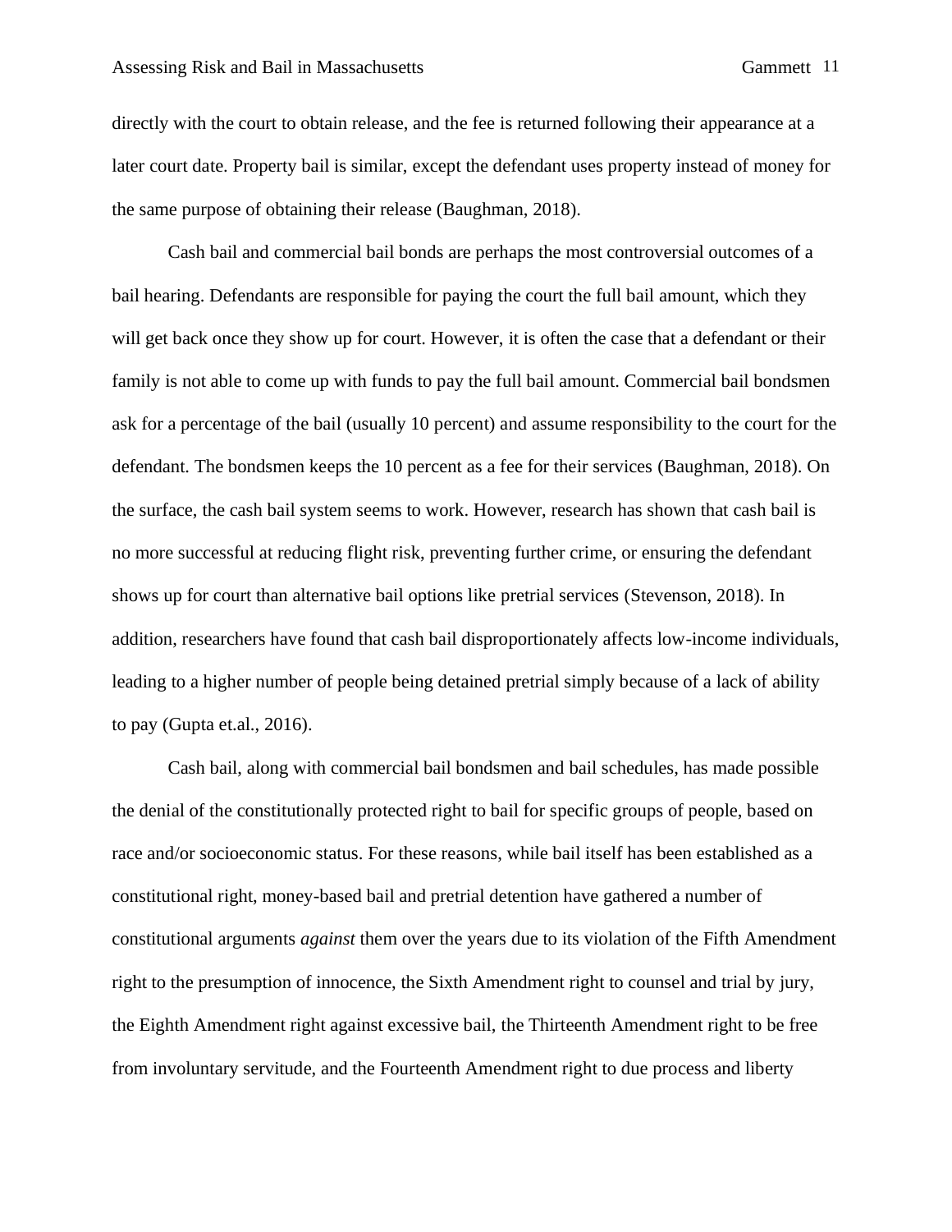directly with the court to obtain release, and the fee is returned following their appearance at a later court date. Property bail is similar, except the defendant uses property instead of money for the same purpose of obtaining their release (Baughman, 2018).

Cash bail and commercial bail bonds are perhaps the most controversial outcomes of a bail hearing. Defendants are responsible for paying the court the full bail amount, which they will get back once they show up for court. However, it is often the case that a defendant or their family is not able to come up with funds to pay the full bail amount. Commercial bail bondsmen ask for a percentage of the bail (usually 10 percent) and assume responsibility to the court for the defendant. The bondsmen keeps the 10 percent as a fee for their services (Baughman, 2018). On the surface, the cash bail system seems to work. However, research has shown that cash bail is no more successful at reducing flight risk, preventing further crime, or ensuring the defendant shows up for court than alternative bail options like pretrial services (Stevenson, 2018). In addition, researchers have found that cash bail disproportionately affects low-income individuals, leading to a higher number of people being detained pretrial simply because of a lack of ability to pay (Gupta et.al., 2016).

Cash bail, along with commercial bail bondsmen and bail schedules, has made possible the denial of the constitutionally protected right to bail for specific groups of people, based on race and/or socioeconomic status. For these reasons, while bail itself has been established as a constitutional right, money-based bail and pretrial detention have gathered a number of constitutional arguments *against* them over the years due to its violation of the Fifth Amendment right to the presumption of innocence, the Sixth Amendment right to counsel and trial by jury, the Eighth Amendment right against excessive bail, the Thirteenth Amendment right to be free from involuntary servitude, and the Fourteenth Amendment right to due process and liberty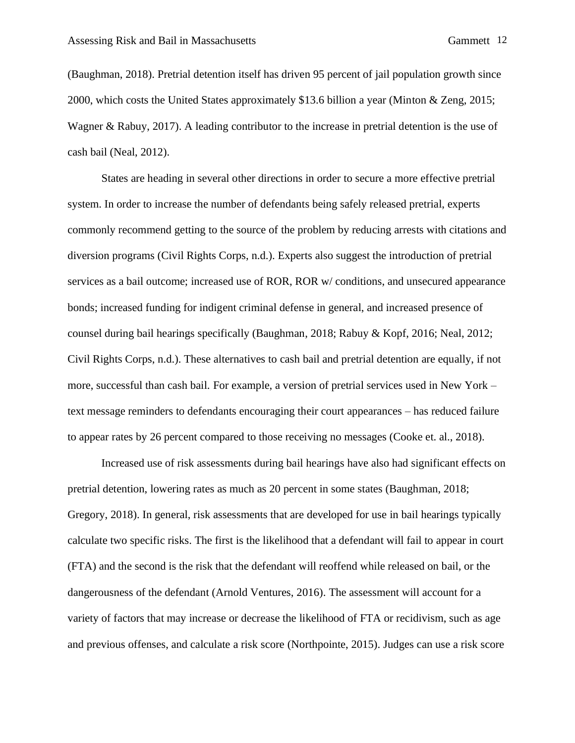(Baughman, 2018). Pretrial detention itself has driven 95 percent of jail population growth since 2000, which costs the United States approximately $13.6 billion a year (Minton & Zeng, 2015; Wagner & Rabuy, 2017). A leading contributor to the increase in pretrial detention is the use of cash bail (Neal, 2012).

States are heading in several other directions in order to secure a more effective pretrial system. In order to increase the number of defendants being safely released pretrial, experts commonly recommend getting to the source of the problem by reducing arrests with citations and diversion programs (Civil Rights Corps, n.d.). Experts also suggest the introduction of pretrial services as a bail outcome; increased use of ROR, ROR w/ conditions, and unsecured appearance bonds; increased funding for indigent criminal defense in general, and increased presence of counsel during bail hearings specifically (Baughman, 2018; Rabuy & Kopf, 2016; Neal, 2012; Civil Rights Corps, n.d.). These alternatives to cash bail and pretrial detention are equally, if not more, successful than cash bail. For example, a version of pretrial services used in New York – text message reminders to defendants encouraging their court appearances – has reduced failure to appear rates by 26 percent compared to those receiving no messages (Cooke et. al., 2018).

Increased use of risk assessments during bail hearings have also had significant effects on pretrial detention, lowering rates as much as 20 percent in some states (Baughman, 2018; Gregory, 2018). In general, risk assessments that are developed for use in bail hearings typically calculate two specific risks. The first is the likelihood that a defendant will fail to appear in court (FTA) and the second is the risk that the defendant will reoffend while released on bail, or the dangerousness of the defendant (Arnold Ventures, 2016). The assessment will account for a variety of factors that may increase or decrease the likelihood of FTA or recidivism, such as age and previous offenses, and calculate a risk score (Northpointe, 2015). Judges can use a risk score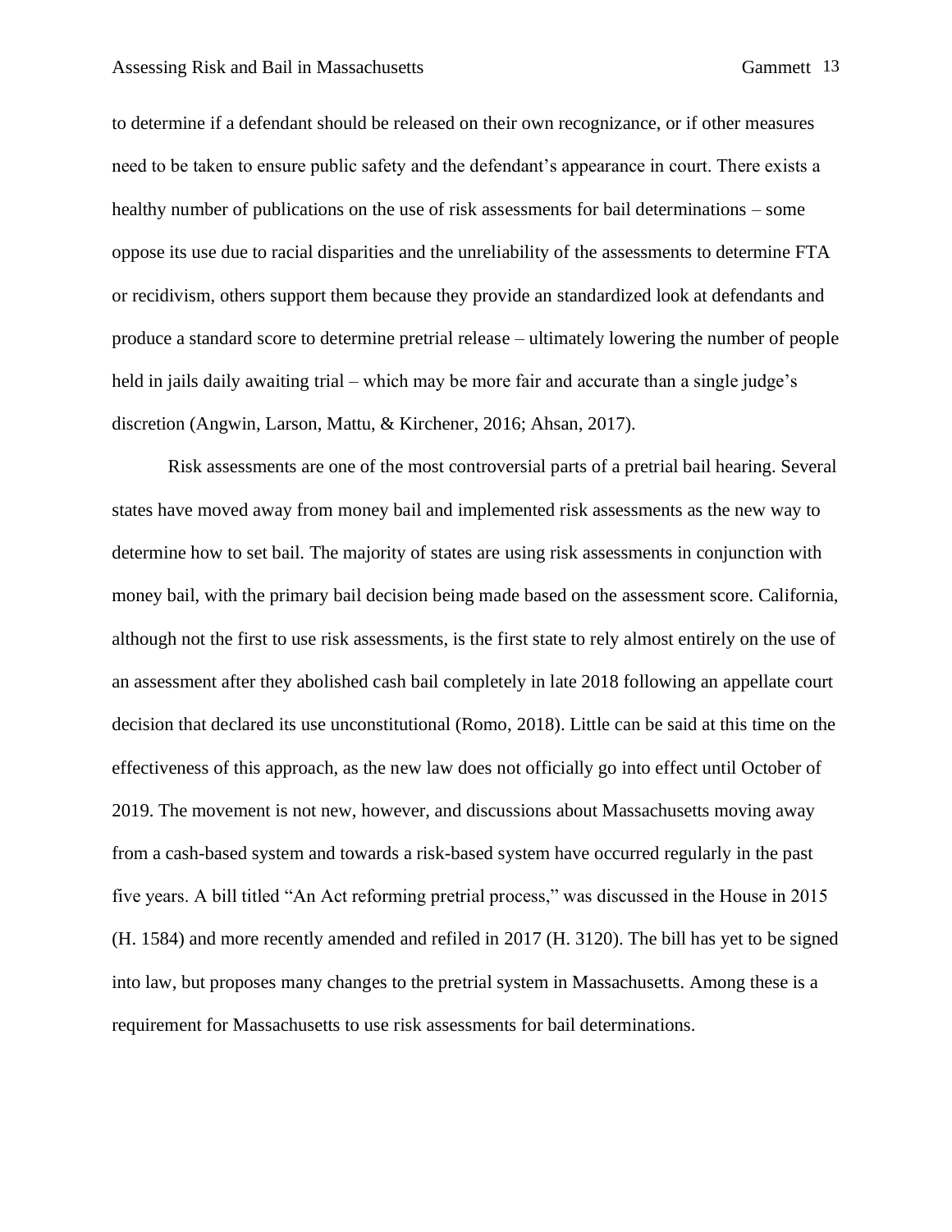to determine if a defendant should be released on their own recognizance, or if other measures need to be taken to ensure public safety and the defendant's appearance in court. There exists a healthy number of publications on the use of risk assessments for bail determinations – some oppose its use due to racial disparities and the unreliability of the assessments to determine FTA or recidivism, others support them because they provide an standardized look at defendants and produce a standard score to determine pretrial release – ultimately lowering the number of people held in jails daily awaiting trial – which may be more fair and accurate than a single judge's discretion (Angwin, Larson, Mattu, & Kirchener, 2016; Ahsan, 2017).

Risk assessments are one of the most controversial parts of a pretrial bail hearing. Several states have moved away from money bail and implemented risk assessments as the new way to determine how to set bail. The majority of states are using risk assessments in conjunction with money bail, with the primary bail decision being made based on the assessment score. California, although not the first to use risk assessments, is the first state to rely almost entirely on the use of an assessment after they abolished cash bail completely in late 2018 following an appellate court decision that declared its use unconstitutional (Romo, 2018). Little can be said at this time on the effectiveness of this approach, as the new law does not officially go into effect until October of 2019. The movement is not new, however, and discussions about Massachusetts moving away from a cash-based system and towards a risk-based system have occurred regularly in the past five years. A bill titled "An Act reforming pretrial process," was discussed in the House in 2015 (H. 1584) and more recently amended and refiled in 2017 (H. 3120). The bill has yet to be signed into law, but proposes many changes to the pretrial system in Massachusetts. Among these is a requirement for Massachusetts to use risk assessments for bail determinations.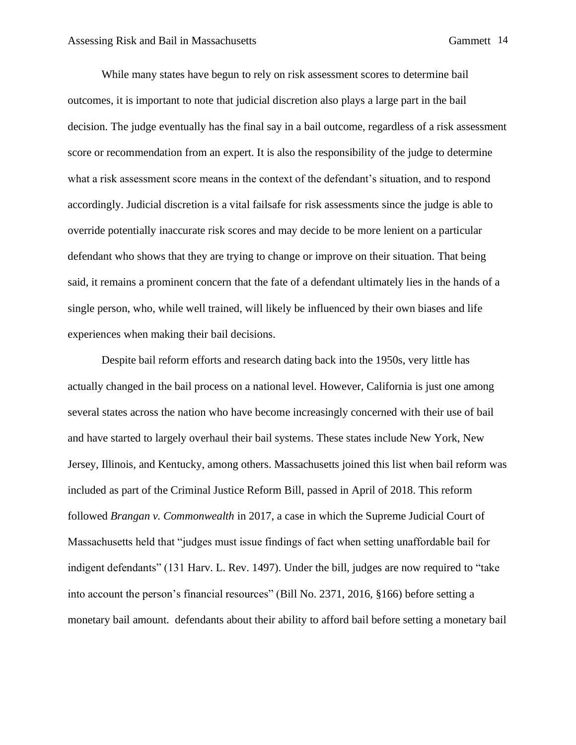While many states have begun to rely on risk assessment scores to determine bail outcomes, it is important to note that judicial discretion also plays a large part in the bail decision. The judge eventually has the final say in a bail outcome, regardless of a risk assessment score or recommendation from an expert. It is also the responsibility of the judge to determine what a risk assessment score means in the context of the defendant's situation, and to respond accordingly. Judicial discretion is a vital failsafe for risk assessments since the judge is able to override potentially inaccurate risk scores and may decide to be more lenient on a particular defendant who shows that they are trying to change or improve on their situation. That being said, it remains a prominent concern that the fate of a defendant ultimately lies in the hands of a single person, who, while well trained, will likely be influenced by their own biases and life experiences when making their bail decisions.

Despite bail reform efforts and research dating back into the 1950s, very little has actually changed in the bail process on a national level. However, California is just one among several states across the nation who have become increasingly concerned with their use of bail and have started to largely overhaul their bail systems. These states include New York, New Jersey, Illinois, and Kentucky, among others. Massachusetts joined this list when bail reform was included as part of the Criminal Justice Reform Bill, passed in April of 2018. This reform followed *Brangan v. Commonwealth* in 2017, a case in which the Supreme Judicial Court of Massachusetts held that "judges must issue findings of fact when setting unaffordable bail for indigent defendants" (131 Harv. L. Rev. 1497). Under the bill, judges are now required to "take into account the person's financial resources" (Bill No. 2371, 2016, §166) before setting a monetary bail amount.  defendants about their ability to afford bail before setting a monetary bail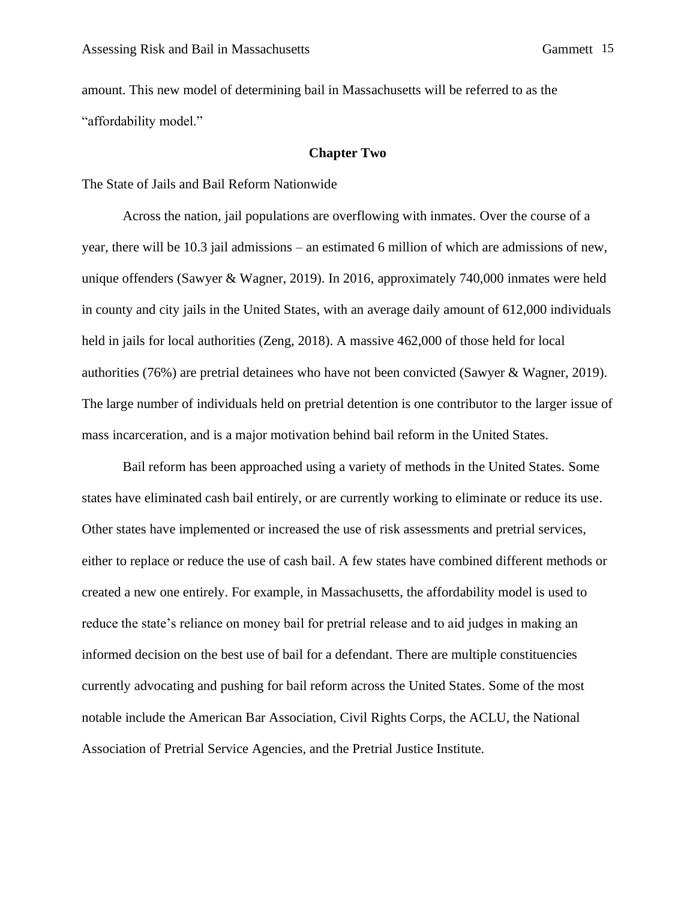amount. This new model of determining bail in Massachusetts will be referred to as the "affordability model."

## Chapter Two

The State of Jails and Bail Reform Nationwide

Across the nation, jail populations are overflowing with inmates. Over the course of a year, there will be 10.3 jail admissions – an estimated 6 million of which are admissions of new, unique offenders (Sawyer & Wagner, 2019). In 2016, approximately 740,000 inmates were held in county and city jails in the United States, with an average daily amount of 612,000 individuals held in jails for local authorities (Zeng, 2018). A massive 462,000 of those held for local authorities (76%) are pretrial detainees who have not been convicted (Sawyer & Wagner, 2019). The large number of individuals held on pretrial detention is one contributor to the larger issue of mass incarceration, and is a major motivation behind bail reform in the United States.

Bail reform has been approached using a variety of methods in the United States. Some states have eliminated cash bail entirely, or are currently working to eliminate or reduce its use. Other states have implemented or increased the use of risk assessments and pretrial services, either to replace or reduce the use of cash bail. A few states have combined different methods or created a new one entirely. For example, in Massachusetts, the affordability model is used to reduce the state's reliance on money bail for pretrial release and to aid judges in making an informed decision on the best use of bail for a defendant. There are multiple constituencies currently advocating and pushing for bail reform across the United States. Some of the most notable include the American Bar Association, Civil Rights Corps, the ACLU, the National Association of Pretrial Service Agencies, and the Pretrial Justice Institute.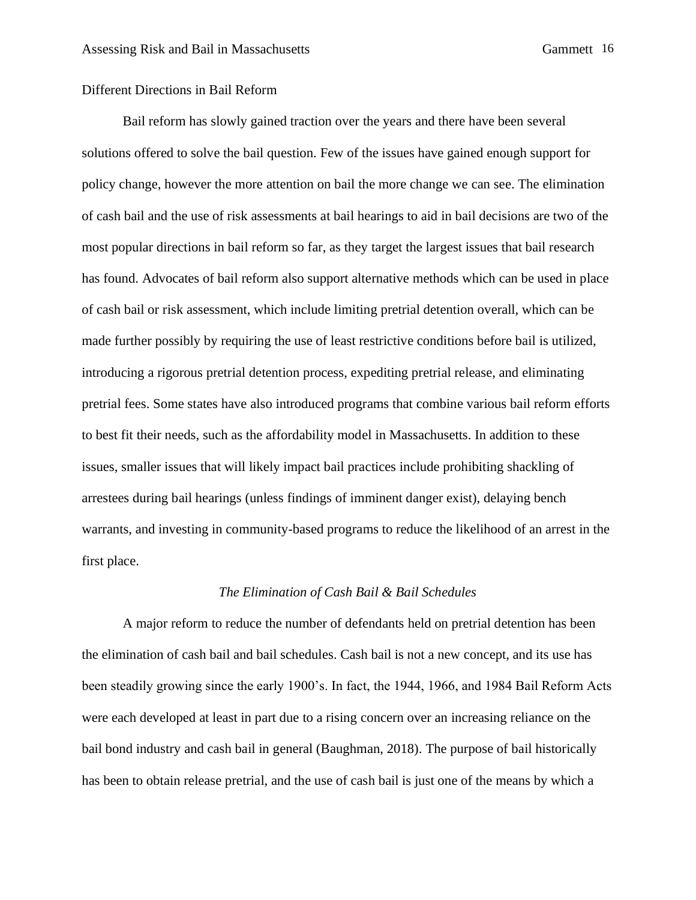## Different Directions in Bail Reform

Bail reform has slowly gained traction over the years and there have been several solutions offered to solve the bail question. Few of the issues have gained enough support for policy change, however the more attention on bail the more change we can see. The elimination of cash bail and the use of risk assessments at bail hearings to aid in bail decisions are two of the most popular directions in bail reform so far, as they target the largest issues that bail research has found. Advocates of bail reform also support alternative methods which can be used in place of cash bail or risk assessment, which include limiting pretrial detention overall, which can be made further possibly by requiring the use of least restrictive conditions before bail is utilized, introducing a rigorous pretrial detention process, expediting pretrial release, and eliminating pretrial fees. Some states have also introduced programs that combine various bail reform efforts to best fit their needs, such as the affordability model in Massachusetts. In addition to these issues, smaller issues that will likely impact bail practices include prohibiting shackling of arrestees during bail hearings (unless findings of imminent danger exist), delaying bench warrants, and investing in community-based programs to reduce the likelihood of an arrest in the first place.

### *The Elimination of Cash Bail & Bail Schedules*

A major reform to reduce the number of defendants held on pretrial detention has been the elimination of cash bail and bail schedules. Cash bail is not a new concept, and its use has been steadily growing since the early 1900's. In fact, the 1944, 1966, and 1984 Bail Reform Acts were each developed at least in part due to a rising concern over an increasing reliance on the bail bond industry and cash bail in general (Baughman, 2018). The purpose of bail historically has been to obtain release pretrial, and the use of cash bail is just one of the means by which a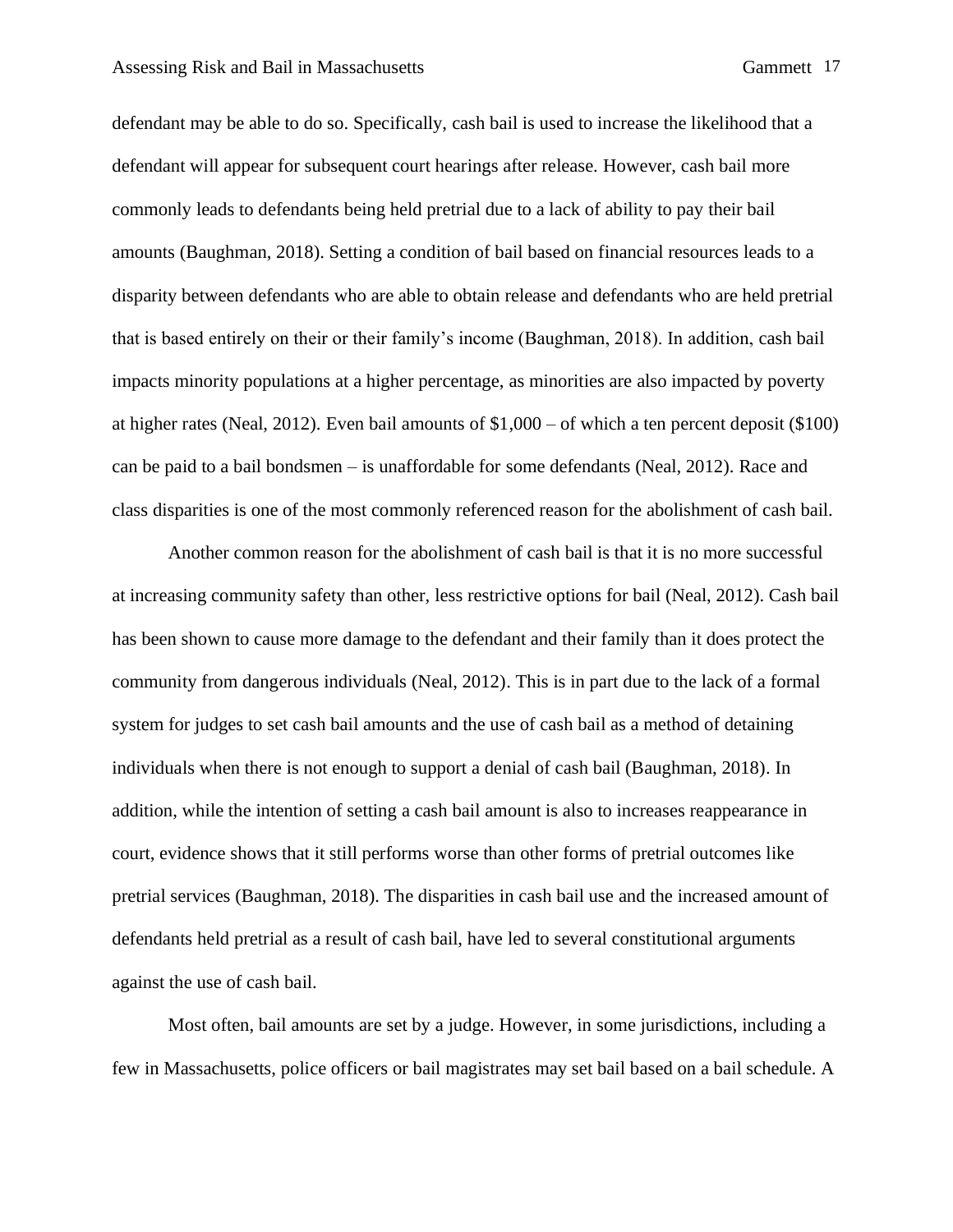defendant may be able to do so. Specifically, cash bail is used to increase the likelihood that a defendant will appear for subsequent court hearings after release. However, cash bail more commonly leads to defendants being held pretrial due to a lack of ability to pay their bail amounts (Baughman, 2018). Setting a condition of bail based on financial resources leads to a disparity between defendants who are able to obtain release and defendants who are held pretrial that is based entirely on their or their family's income (Baughman, 2018). In addition, cash bail impacts minority populations at a higher percentage, as minorities are also impacted by poverty at higher rates (Neal, 2012). Even bail amounts of $1,000 – of which a ten percent deposit ($100) can be paid to a bail bondsmen – is unaffordable for some defendants (Neal, 2012). Race and class disparities is one of the most commonly referenced reason for the abolishment of cash bail.

Another common reason for the abolishment of cash bail is that it is no more successful at increasing community safety than other, less restrictive options for bail (Neal, 2012). Cash bail has been shown to cause more damage to the defendant and their family than it does protect the community from dangerous individuals (Neal, 2012). This is in part due to the lack of a formal system for judges to set cash bail amounts and the use of cash bail as a method of detaining individuals when there is not enough to support a denial of cash bail (Baughman, 2018). In addition, while the intention of setting a cash bail amount is also to increases reappearance in court, evidence shows that it still performs worse than other forms of pretrial outcomes like pretrial services (Baughman, 2018). The disparities in cash bail use and the increased amount of defendants held pretrial as a result of cash bail, have led to several constitutional arguments against the use of cash bail.

Most often, bail amounts are set by a judge. However, in some jurisdictions, including a few in Massachusetts, police officers or bail magistrates may set bail based on a bail schedule. A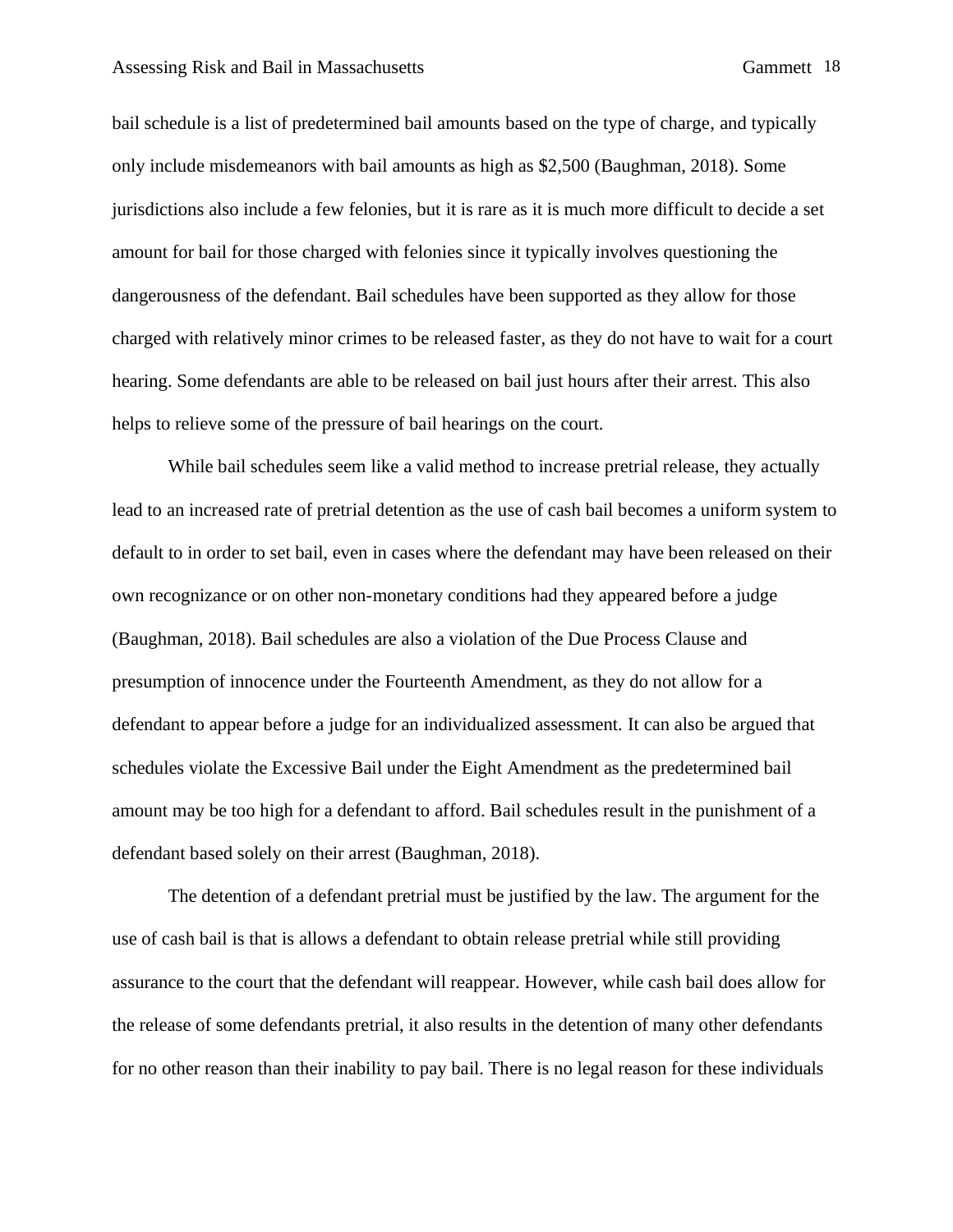bail schedule is a list of predetermined bail amounts based on the type of charge, and typically only include misdemeanors with bail amounts as high as $2,500 (Baughman, 2018). Some jurisdictions also include a few felonies, but it is rare as it is much more difficult to decide a set amount for bail for those charged with felonies since it typically involves questioning the dangerousness of the defendant. Bail schedules have been supported as they allow for those charged with relatively minor crimes to be released faster, as they do not have to wait for a court hearing. Some defendants are able to be released on bail just hours after their arrest. This also helps to relieve some of the pressure of bail hearings on the court.

While bail schedules seem like a valid method to increase pretrial release, they actually lead to an increased rate of pretrial detention as the use of cash bail becomes a uniform system to default to in order to set bail, even in cases where the defendant may have been released on their own recognizance or on other non-monetary conditions had they appeared before a judge (Baughman, 2018). Bail schedules are also a violation of the Due Process Clause and presumption of innocence under the Fourteenth Amendment, as they do not allow for a defendant to appear before a judge for an individualized assessment. It can also be argued that schedules violate the Excessive Bail under the Eight Amendment as the predetermined bail amount may be too high for a defendant to afford. Bail schedules result in the punishment of a defendant based solely on their arrest (Baughman, 2018).

The detention of a defendant pretrial must be justified by the law. The argument for the use of cash bail is that is allows a defendant to obtain release pretrial while still providing assurance to the court that the defendant will reappear. However, while cash bail does allow for the release of some defendants pretrial, it also results in the detention of many other defendants for no other reason than their inability to pay bail. There is no legal reason for these individuals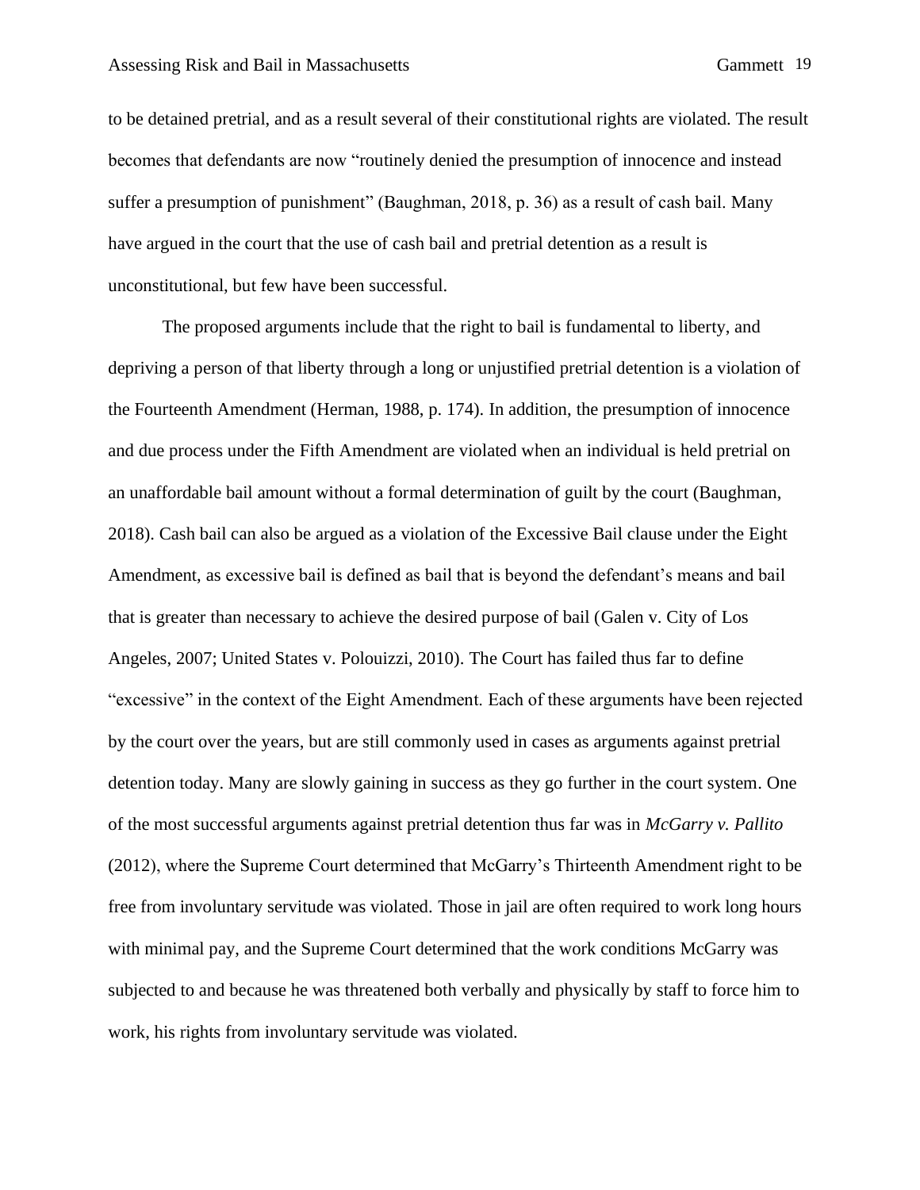to be detained pretrial, and as a result several of their constitutional rights are violated. The result becomes that defendants are now "routinely denied the presumption of innocence and instead suffer a presumption of punishment" (Baughman, 2018, p. 36) as a result of cash bail. Many have argued in the court that the use of cash bail and pretrial detention as a result is unconstitutional, but few have been successful.

The proposed arguments include that the right to bail is fundamental to liberty, and depriving a person of that liberty through a long or unjustified pretrial detention is a violation of the Fourteenth Amendment (Herman, 1988, p. 174). In addition, the presumption of innocence and due process under the Fifth Amendment are violated when an individual is held pretrial on an unaffordable bail amount without a formal determination of guilt by the court (Baughman, 2018). Cash bail can also be argued as a violation of the Excessive Bail clause under the Eight Amendment, as excessive bail is defined as bail that is beyond the defendant's means and bail that is greater than necessary to achieve the desired purpose of bail (Galen v. City of Los Angeles, 2007; United States v. Polouizzi, 2010). The Court has failed thus far to define "excessive" in the context of the Eight Amendment. Each of these arguments have been rejected by the court over the years, but are still commonly used in cases as arguments against pretrial detention today. Many are slowly gaining in success as they go further in the court system. One of the most successful arguments against pretrial detention thus far was in *McGarry v. Pallito* (2012), where the Supreme Court determined that McGarry's Thirteenth Amendment right to be free from involuntary servitude was violated. Those in jail are often required to work long hours with minimal pay, and the Supreme Court determined that the work conditions McGarry was subjected to and because he was threatened both verbally and physically by staff to force him to work, his rights from involuntary servitude was violated.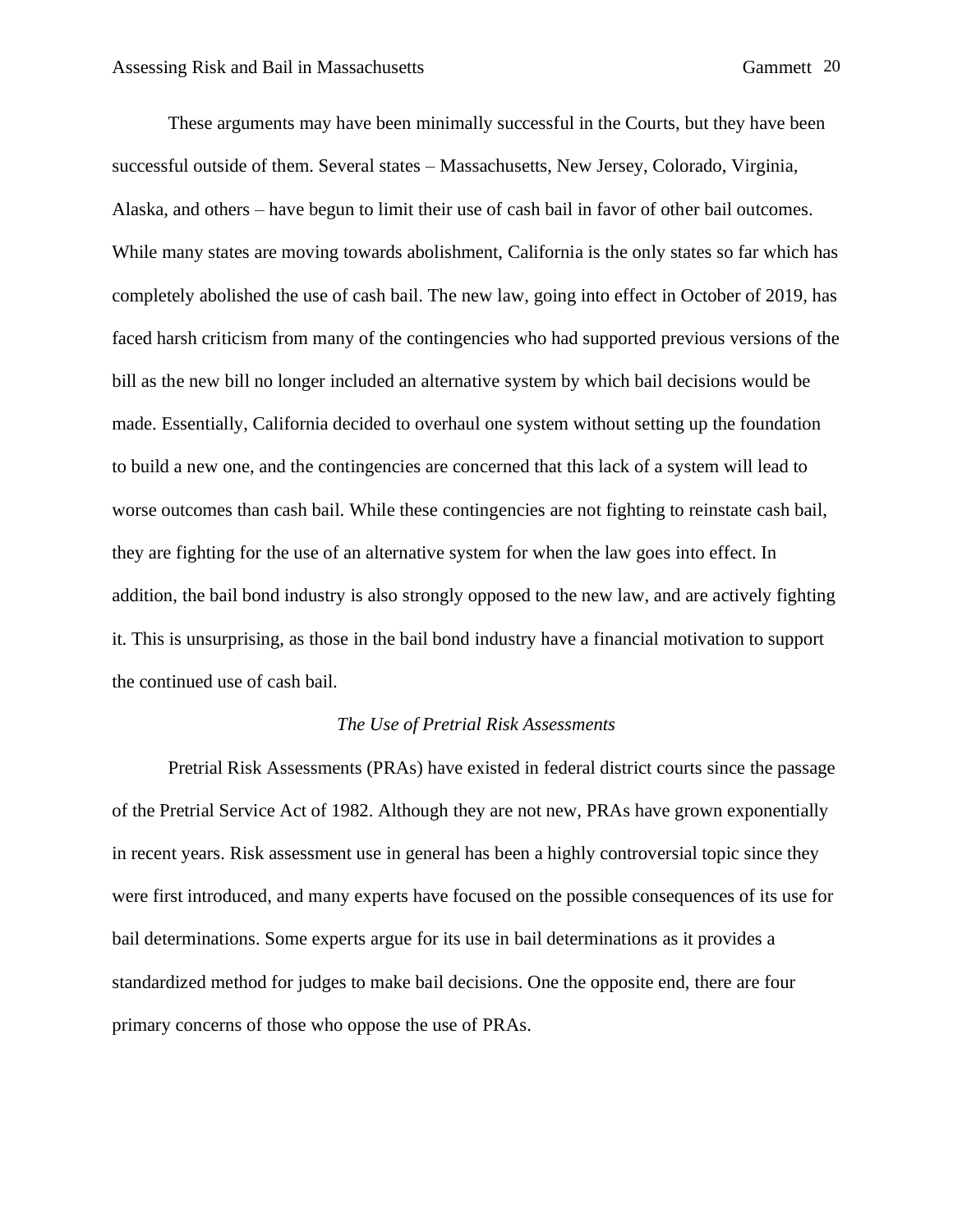These arguments may have been minimally successful in the Courts, but they have been successful outside of them. Several states – Massachusetts, New Jersey, Colorado, Virginia, Alaska, and others – have begun to limit their use of cash bail in favor of other bail outcomes. While many states are moving towards abolishment, California is the only states so far which has completely abolished the use of cash bail. The new law, going into effect in October of 2019, has faced harsh criticism from many of the contingencies who had supported previous versions of the bill as the new bill no longer included an alternative system by which bail decisions would be made. Essentially, California decided to overhaul one system without setting up the foundation to build a new one, and the contingencies are concerned that this lack of a system will lead to worse outcomes than cash bail. While these contingencies are not fighting to reinstate cash bail, they are fighting for the use of an alternative system for when the law goes into effect. In addition, the bail bond industry is also strongly opposed to the new law, and are actively fighting it. This is unsurprising, as those in the bail bond industry have a financial motivation to support the continued use of cash bail.

### *The Use of Pretrial Risk Assessments*

Pretrial Risk Assessments (PRAs) have existed in federal district courts since the passage of the Pretrial Service Act of 1982. Although they are not new, PRAs have grown exponentially in recent years. Risk assessment use in general has been a highly controversial topic since they were first introduced, and many experts have focused on the possible consequences of its use for bail determinations. Some experts argue for its use in bail determinations as it provides a standardized method for judges to make bail decisions. One the opposite end, there are four primary concerns of those who oppose the use of PRAs.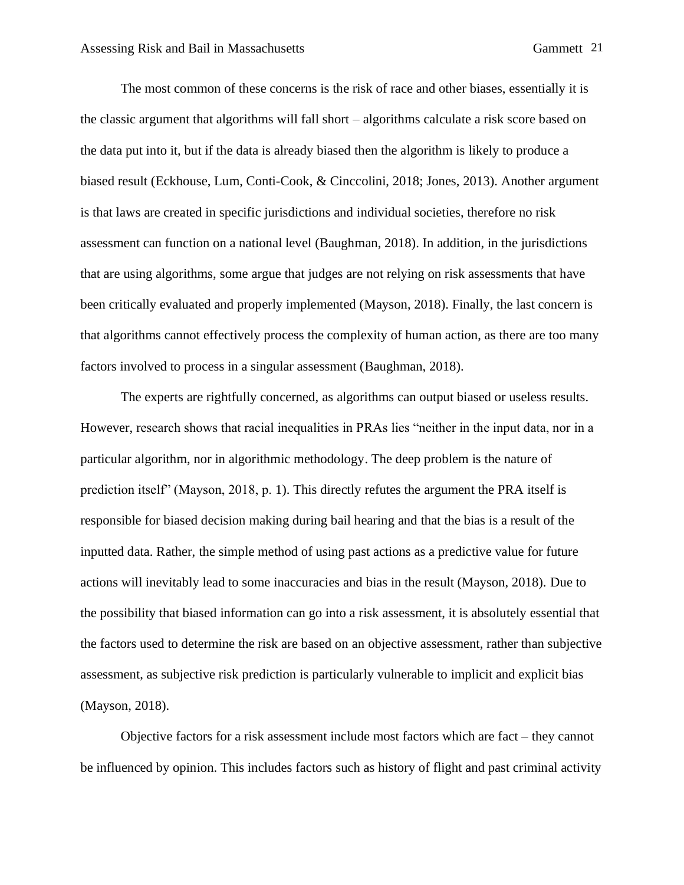The most common of these concerns is the risk of race and other biases, essentially it is the classic argument that algorithms will fall short – algorithms calculate a risk score based on the data put into it, but if the data is already biased then the algorithm is likely to produce a biased result (Eckhouse, Lum, Conti-Cook, & Cinccolini, 2018; Jones, 2013). Another argument is that laws are created in specific jurisdictions and individual societies, therefore no risk assessment can function on a national level (Baughman, 2018). In addition, in the jurisdictions that are using algorithms, some argue that judges are not relying on risk assessments that have been critically evaluated and properly implemented (Mayson, 2018). Finally, the last concern is that algorithms cannot effectively process the complexity of human action, as there are too many factors involved to process in a singular assessment (Baughman, 2018).

The experts are rightfully concerned, as algorithms can output biased or useless results. However, research shows that racial inequalities in PRAs lies "neither in the input data, nor in a particular algorithm, nor in algorithmic methodology. The deep problem is the nature of prediction itself" (Mayson, 2018, p. 1). This directly refutes the argument the PRA itself is responsible for biased decision making during bail hearing and that the bias is a result of the inputted data. Rather, the simple method of using past actions as a predictive value for future actions will inevitably lead to some inaccuracies and bias in the result (Mayson, 2018). Due to the possibility that biased information can go into a risk assessment, it is absolutely essential that the factors used to determine the risk are based on an objective assessment, rather than subjective assessment, as subjective risk prediction is particularly vulnerable to implicit and explicit bias (Mayson, 2018).

Objective factors for a risk assessment include most factors which are fact – they cannot be influenced by opinion. This includes factors such as history of flight and past criminal activity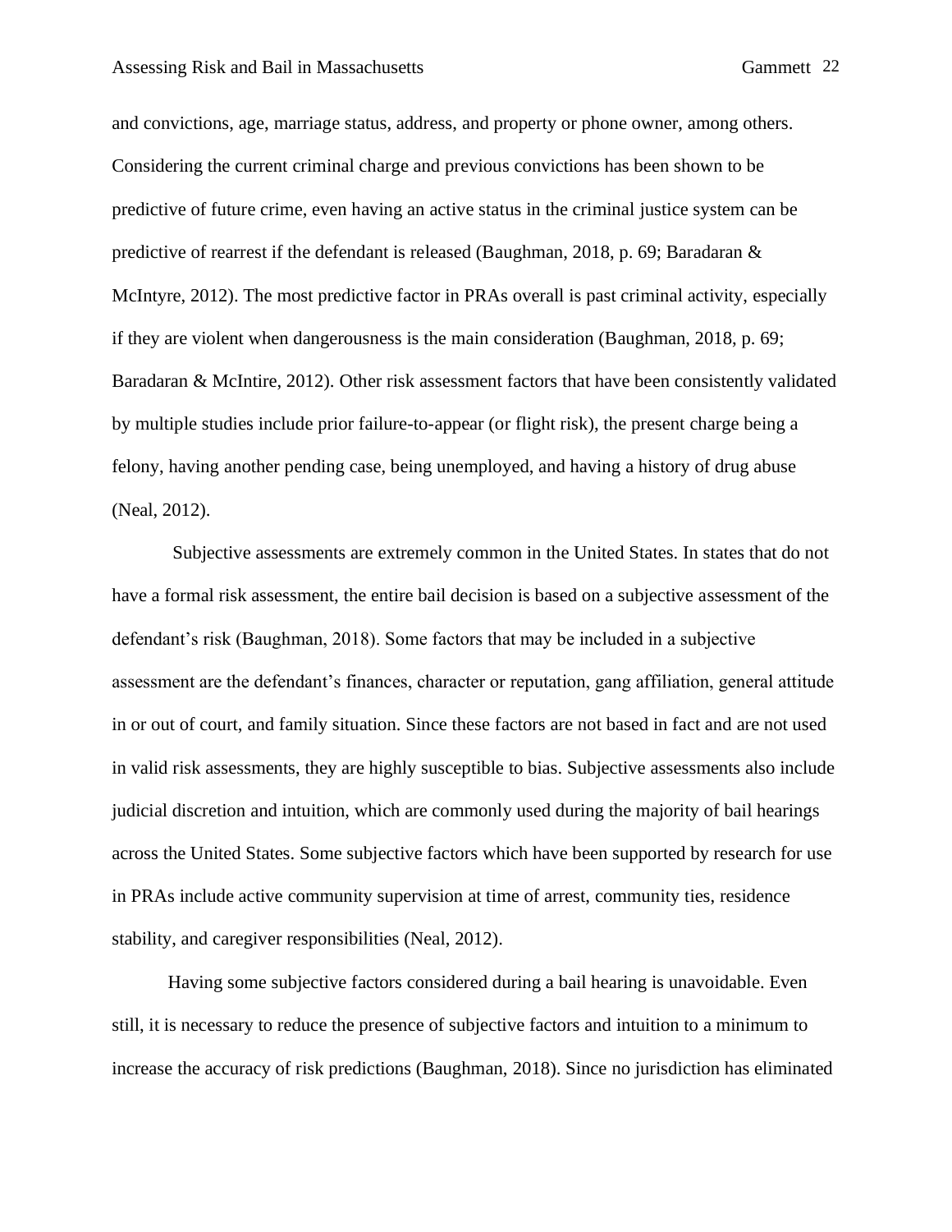and convictions, age, marriage status, address, and property or phone owner, among others. Considering the current criminal charge and previous convictions has been shown to be predictive of future crime, even having an active status in the criminal justice system can be predictive of rearrest if the defendant is released (Baughman, 2018, p. 69; Baradaran & McIntyre, 2012). The most predictive factor in PRAs overall is past criminal activity, especially if they are violent when dangerousness is the main consideration (Baughman, 2018, p. 69; Baradaran & McIntire, 2012). Other risk assessment factors that have been consistently validated by multiple studies include prior failure-to-appear (or flight risk), the present charge being a felony, having another pending case, being unemployed, and having a history of drug abuse (Neal, 2012).

Subjective assessments are extremely common in the United States. In states that do not have a formal risk assessment, the entire bail decision is based on a subjective assessment of the defendant's risk (Baughman, 2018). Some factors that may be included in a subjective assessment are the defendant's finances, character or reputation, gang affiliation, general attitude in or out of court, and family situation. Since these factors are not based in fact and are not used in valid risk assessments, they are highly susceptible to bias. Subjective assessments also include judicial discretion and intuition, which are commonly used during the majority of bail hearings across the United States. Some subjective factors which have been supported by research for use in PRAs include active community supervision at time of arrest, community ties, residence stability, and caregiver responsibilities (Neal, 2012).

Having some subjective factors considered during a bail hearing is unavoidable. Even still, it is necessary to reduce the presence of subjective factors and intuition to a minimum to increase the accuracy of risk predictions (Baughman, 2018). Since no jurisdiction has eliminated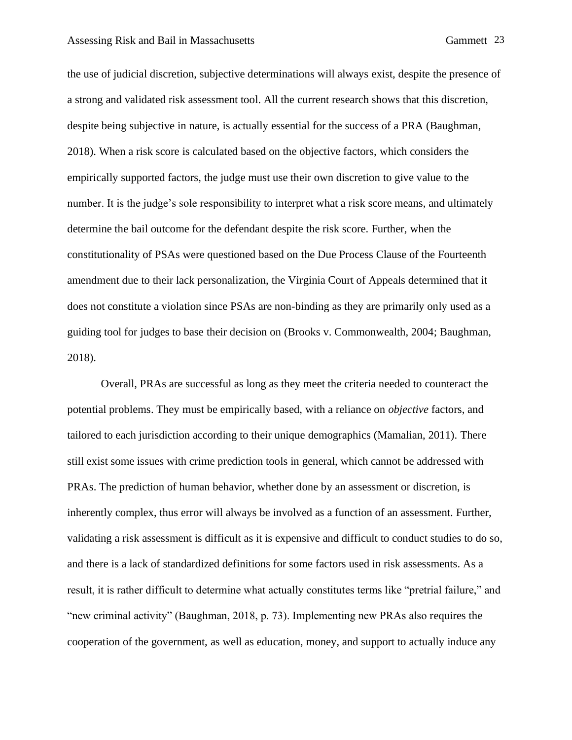the use of judicial discretion, subjective determinations will always exist, despite the presence of a strong and validated risk assessment tool. All the current research shows that this discretion, despite being subjective in nature, is actually essential for the success of a PRA (Baughman, 2018). When a risk score is calculated based on the objective factors, which considers the empirically supported factors, the judge must use their own discretion to give value to the number. It is the judge's sole responsibility to interpret what a risk score means, and ultimately determine the bail outcome for the defendant despite the risk score. Further, when the constitutionality of PSAs were questioned based on the Due Process Clause of the Fourteenth amendment due to their lack personalization, the Virginia Court of Appeals determined that it does not constitute a violation since PSAs are non-binding as they are primarily only used as a guiding tool for judges to base their decision on (Brooks v. Commonwealth, 2004; Baughman, 2018).

Overall, PRAs are successful as long as they meet the criteria needed to counteract the potential problems. They must be empirically based, with a reliance on *objective* factors, and tailored to each jurisdiction according to their unique demographics (Mamalian, 2011). There still exist some issues with crime prediction tools in general, which cannot be addressed with PRAs. The prediction of human behavior, whether done by an assessment or discretion, is inherently complex, thus error will always be involved as a function of an assessment. Further, validating a risk assessment is difficult as it is expensive and difficult to conduct studies to do so, and there is a lack of standardized definitions for some factors used in risk assessments. As a result, it is rather difficult to determine what actually constitutes terms like "pretrial failure," and "new criminal activity" (Baughman, 2018, p. 73). Implementing new PRAs also requires the cooperation of the government, as well as education, money, and support to actually induce any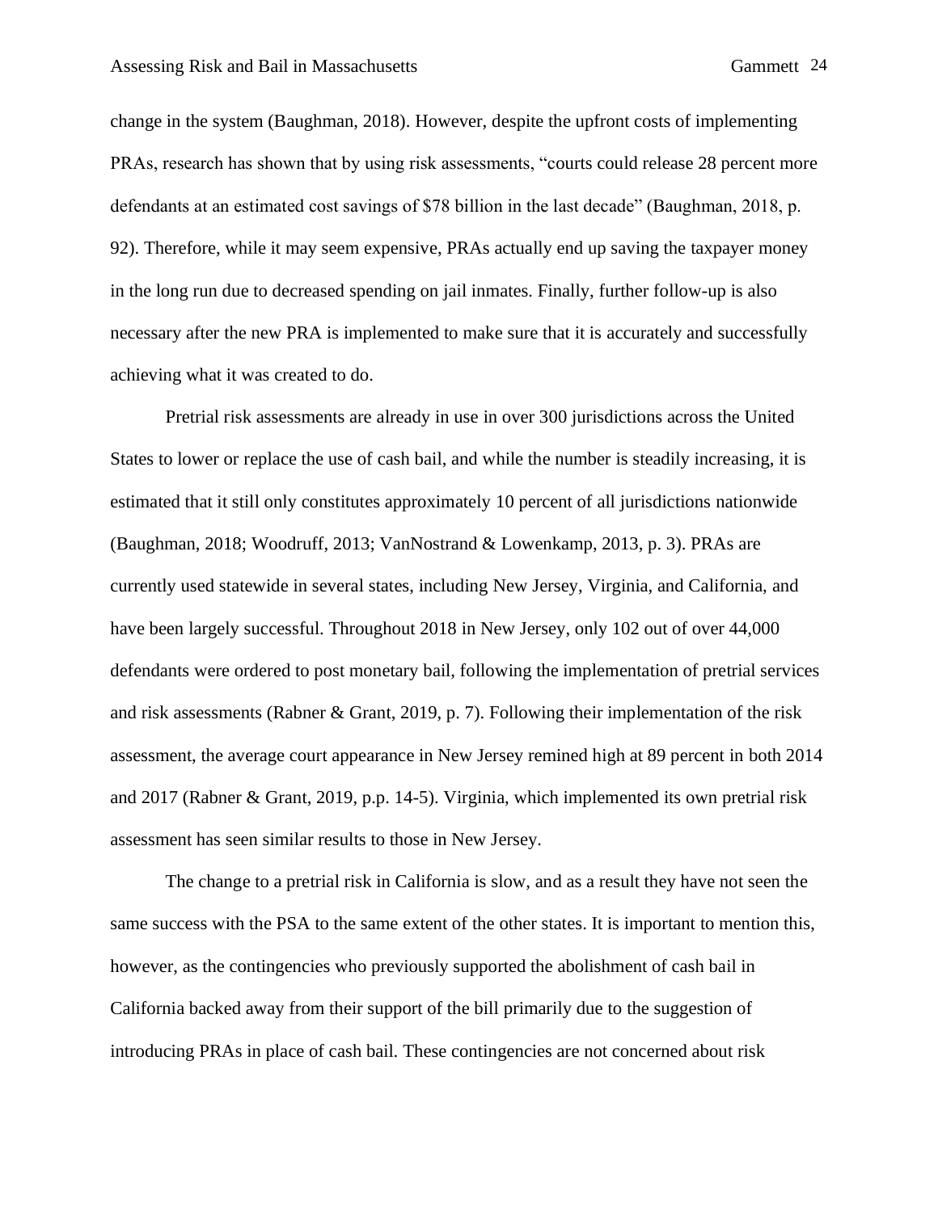change in the system (Baughman, 2018). However, despite the upfront costs of implementing PRAs, research has shown that by using risk assessments, "courts could release 28 percent more defendants at an estimated cost savings of $78 billion in the last decade" (Baughman, 2018, p. 92). Therefore, while it may seem expensive, PRAs actually end up saving the taxpayer money in the long run due to decreased spending on jail inmates. Finally, further follow-up is also necessary after the new PRA is implemented to make sure that it is accurately and successfully achieving what it was created to do.

Pretrial risk assessments are already in use in over 300 jurisdictions across the United States to lower or replace the use of cash bail, and while the number is steadily increasing, it is estimated that it still only constitutes approximately 10 percent of all jurisdictions nationwide (Baughman, 2018; Woodruff, 2013; VanNostrand & Lowenkamp, 2013, p. 3). PRAs are currently used statewide in several states, including New Jersey, Virginia, and California, and have been largely successful. Throughout 2018 in New Jersey, only 102 out of over 44,000 defendants were ordered to post monetary bail, following the implementation of pretrial services and risk assessments (Rabner & Grant, 2019, p. 7). Following their implementation of the risk assessment, the average court appearance in New Jersey remined high at 89 percent in both 2014 and 2017 (Rabner & Grant, 2019, p.p. 14-5). Virginia, which implemented its own pretrial risk assessment has seen similar results to those in New Jersey.

The change to a pretrial risk in California is slow, and as a result they have not seen the same success with the PSA to the same extent of the other states. It is important to mention this, however, as the contingencies who previously supported the abolishment of cash bail in California backed away from their support of the bill primarily due to the suggestion of introducing PRAs in place of cash bail. These contingencies are not concerned about risk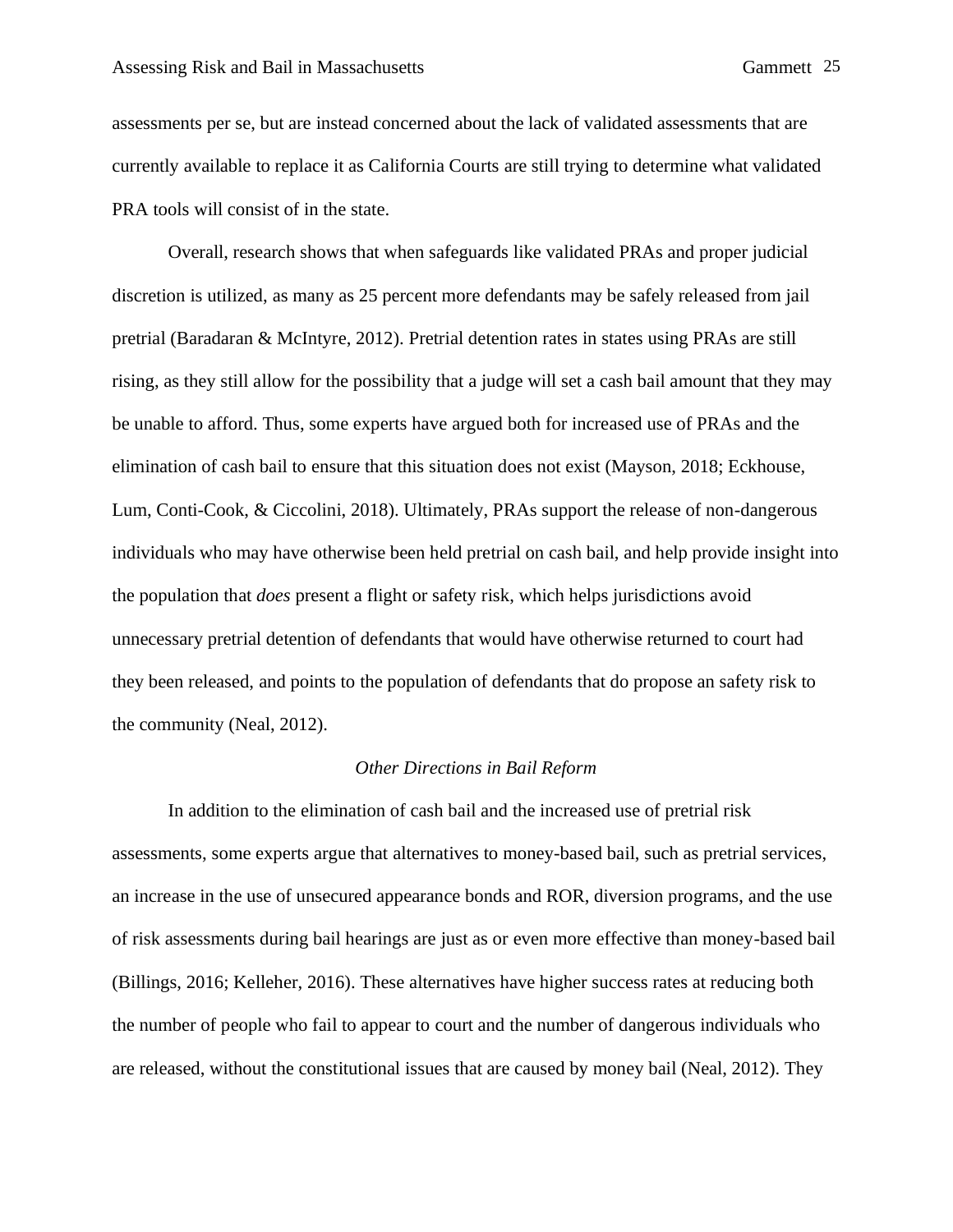assessments per se, but are instead concerned about the lack of validated assessments that are currently available to replace it as California Courts are still trying to determine what validated PRA tools will consist of in the state.

Overall, research shows that when safeguards like validated PRAs and proper judicial discretion is utilized, as many as 25 percent more defendants may be safely released from jail pretrial (Baradaran & McIntyre, 2012). Pretrial detention rates in states using PRAs are still rising, as they still allow for the possibility that a judge will set a cash bail amount that they may be unable to afford. Thus, some experts have argued both for increased use of PRAs and the elimination of cash bail to ensure that this situation does not exist (Mayson, 2018; Eckhouse, Lum, Conti-Cook, & Ciccolini, 2018). Ultimately, PRAs support the release of non-dangerous individuals who may have otherwise been held pretrial on cash bail, and help provide insight into the population that *does* present a flight or safety risk, which helps jurisdictions avoid unnecessary pretrial detention of defendants that would have otherwise returned to court had they been released, and points to the population of defendants that do propose an safety risk to the community (Neal, 2012).

### *Other Directions in Bail Reform*

In addition to the elimination of cash bail and the increased use of pretrial risk assessments, some experts argue that alternatives to money-based bail, such as pretrial services, an increase in the use of unsecured appearance bonds and ROR, diversion programs, and the use of risk assessments during bail hearings are just as or even more effective than money-based bail (Billings, 2016; Kelleher, 2016). These alternatives have higher success rates at reducing both the number of people who fail to appear to court and the number of dangerous individuals who are released, without the constitutional issues that are caused by money bail (Neal, 2012). They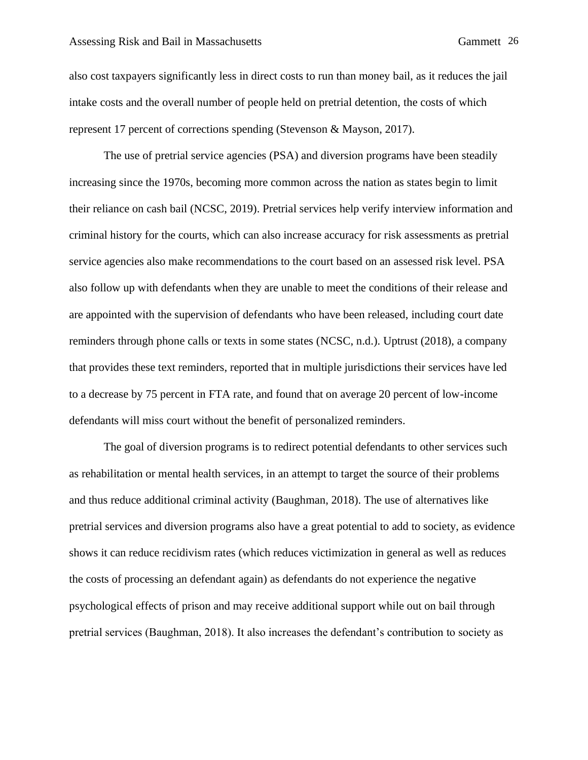also cost taxpayers significantly less in direct costs to run than money bail, as it reduces the jail intake costs and the overall number of people held on pretrial detention, the costs of which represent 17 percent of corrections spending (Stevenson & Mayson, 2017).

The use of pretrial service agencies (PSA) and diversion programs have been steadily increasing since the 1970s, becoming more common across the nation as states begin to limit their reliance on cash bail (NCSC, 2019). Pretrial services help verify interview information and criminal history for the courts, which can also increase accuracy for risk assessments as pretrial service agencies also make recommendations to the court based on an assessed risk level. PSA also follow up with defendants when they are unable to meet the conditions of their release and are appointed with the supervision of defendants who have been released, including court date reminders through phone calls or texts in some states (NCSC, n.d.). Uptrust (2018), a company that provides these text reminders, reported that in multiple jurisdictions their services have led to a decrease by 75 percent in FTA rate, and found that on average 20 percent of low-income defendants will miss court without the benefit of personalized reminders.

The goal of diversion programs is to redirect potential defendants to other services such as rehabilitation or mental health services, in an attempt to target the source of their problems and thus reduce additional criminal activity (Baughman, 2018). The use of alternatives like pretrial services and diversion programs also have a great potential to add to society, as evidence shows it can reduce recidivism rates (which reduces victimization in general as well as reduces the costs of processing an defendant again) as defendants do not experience the negative psychological effects of prison and may receive additional support while out on bail through pretrial services (Baughman, 2018). It also increases the defendant's contribution to society as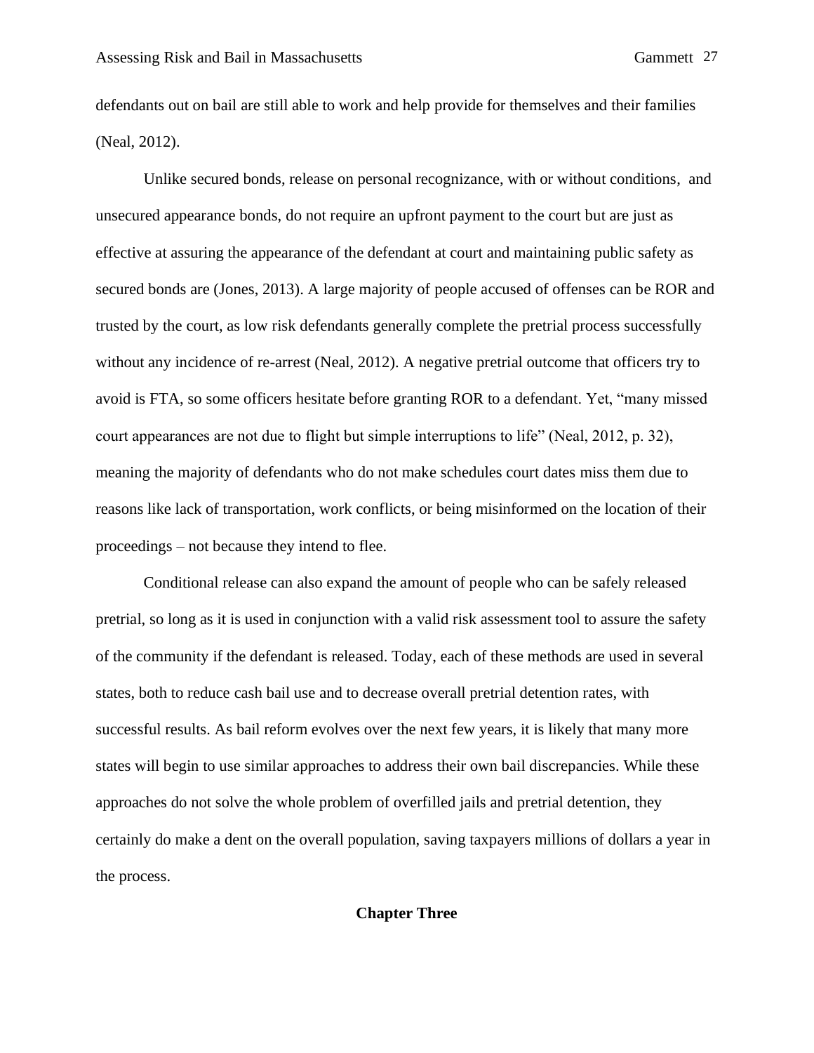defendants out on bail are still able to work and help provide for themselves and their families (Neal, 2012).

Unlike secured bonds, release on personal recognizance, with or without conditions, and unsecured appearance bonds, do not require an upfront payment to the court but are just as effective at assuring the appearance of the defendant at court and maintaining public safety as secured bonds are (Jones, 2013). A large majority of people accused of offenses can be ROR and trusted by the court, as low risk defendants generally complete the pretrial process successfully without any incidence of re-arrest (Neal, 2012). A negative pretrial outcome that officers try to avoid is FTA, so some officers hesitate before granting ROR to a defendant. Yet, "many missed court appearances are not due to flight but simple interruptions to life" (Neal, 2012, p. 32), meaning the majority of defendants who do not make schedules court dates miss them due to reasons like lack of transportation, work conflicts, or being misinformed on the location of their proceedings – not because they intend to flee.

Conditional release can also expand the amount of people who can be safely released pretrial, so long as it is used in conjunction with a valid risk assessment tool to assure the safety of the community if the defendant is released. Today, each of these methods are used in several states, both to reduce cash bail use and to decrease overall pretrial detention rates, with successful results. As bail reform evolves over the next few years, it is likely that many more states will begin to use similar approaches to address their own bail discrepancies. While these approaches do not solve the whole problem of overfilled jails and pretrial detention, they certainly do make a dent on the overall population, saving taxpayers millions of dollars a year in the process.

## Chapter Three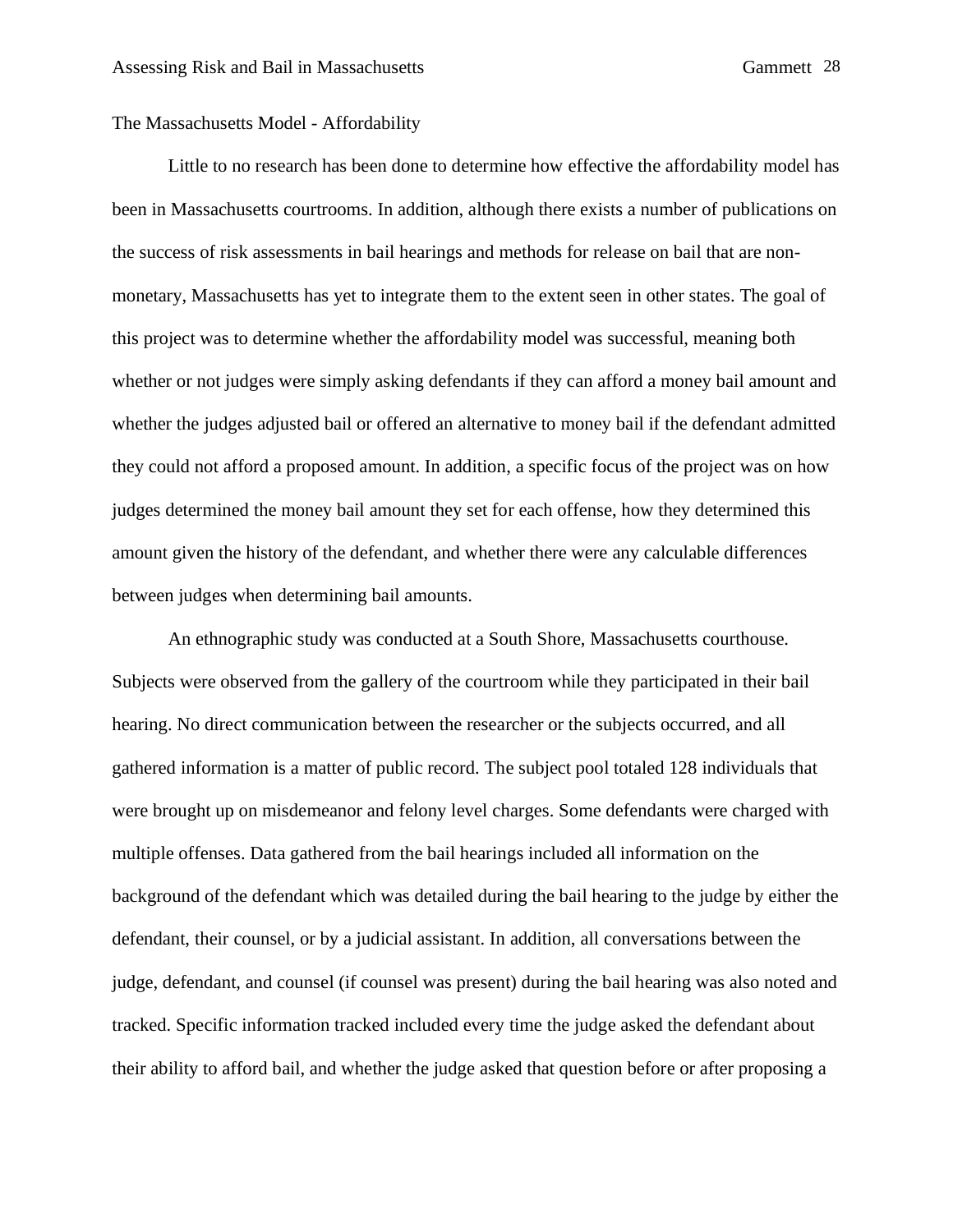## The Massachusetts Model - Affordability

Little to no research has been done to determine how effective the affordability model has been in Massachusetts courtrooms. In addition, although there exists a number of publications on the success of risk assessments in bail hearings and methods for release on bail that are non-monetary, Massachusetts has yet to integrate them to the extent seen in other states. The goal of this project was to determine whether the affordability model was successful, meaning both whether or not judges were simply asking defendants if they can afford a money bail amount and whether the judges adjusted bail or offered an alternative to money bail if the defendant admitted they could not afford a proposed amount. In addition, a specific focus of the project was on how judges determined the money bail amount they set for each offense, how they determined this amount given the history of the defendant, and whether there were any calculable differences between judges when determining bail amounts.

An ethnographic study was conducted at a South Shore, Massachusetts courthouse. Subjects were observed from the gallery of the courtroom while they participated in their bail hearing. No direct communication between the researcher or the subjects occurred, and all gathered information is a matter of public record. The subject pool totaled 128 individuals that were brought up on misdemeanor and felony level charges. Some defendants were charged with multiple offenses. Data gathered from the bail hearings included all information on the background of the defendant which was detailed during the bail hearing to the judge by either the defendant, their counsel, or by a judicial assistant. In addition, all conversations between the judge, defendant, and counsel (if counsel was present) during the bail hearing was also noted and tracked. Specific information tracked included every time the judge asked the defendant about their ability to afford bail, and whether the judge asked that question before or after proposing a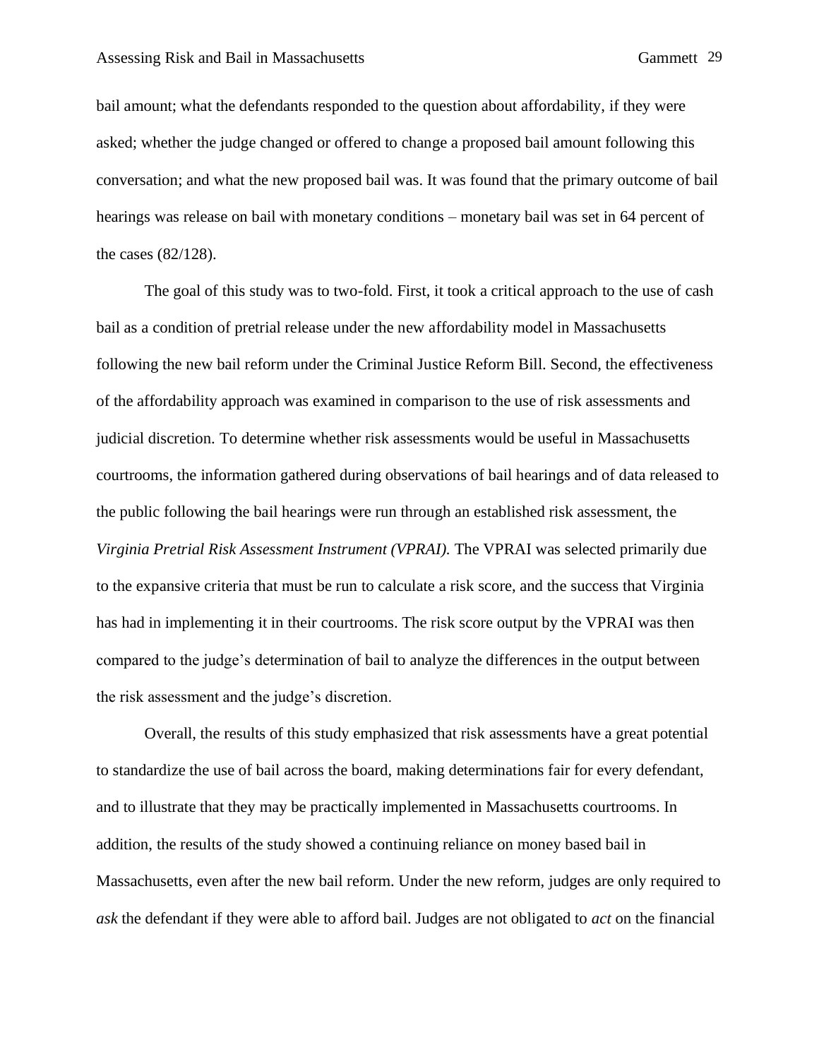bail amount; what the defendants responded to the question about affordability, if they were asked; whether the judge changed or offered to change a proposed bail amount following this conversation; and what the new proposed bail was. It was found that the primary outcome of bail hearings was release on bail with monetary conditions – monetary bail was set in 64 percent of the cases (82/128).

The goal of this study was to two-fold. First, it took a critical approach to the use of cash bail as a condition of pretrial release under the new affordability model in Massachusetts following the new bail reform under the Criminal Justice Reform Bill. Second, the effectiveness of the affordability approach was examined in comparison to the use of risk assessments and judicial discretion. To determine whether risk assessments would be useful in Massachusetts courtrooms, the information gathered during observations of bail hearings and of data released to the public following the bail hearings were run through an established risk assessment, the *Virginia Pretrial Risk Assessment Instrument (VPRAI).* The VPRAI was selected primarily due to the expansive criteria that must be run to calculate a risk score, and the success that Virginia has had in implementing it in their courtrooms. The risk score output by the VPRAI was then compared to the judge's determination of bail to analyze the differences in the output between the risk assessment and the judge's discretion.

Overall, the results of this study emphasized that risk assessments have a great potential to standardize the use of bail across the board, making determinations fair for every defendant, and to illustrate that they may be practically implemented in Massachusetts courtrooms. In addition, the results of the study showed a continuing reliance on money based bail in Massachusetts, even after the new bail reform. Under the new reform, judges are only required to *ask* the defendant if they were able to afford bail. Judges are not obligated to *act* on the financial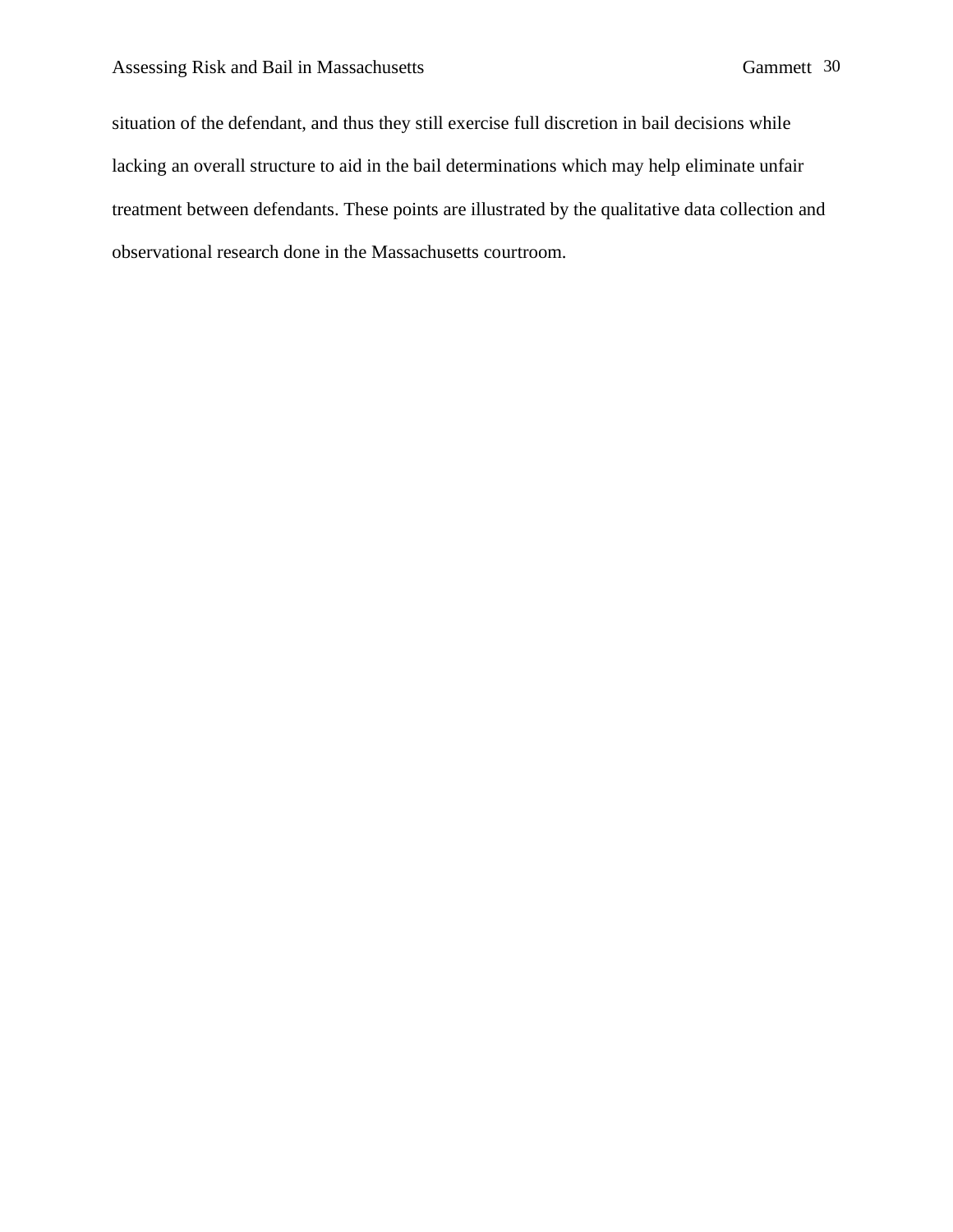situation of the defendant, and thus they still exercise full discretion in bail decisions while lacking an overall structure to aid in the bail determinations which may help eliminate unfair treatment between defendants. These points are illustrated by the qualitative data collection and observational research done in the Massachusetts courtroom.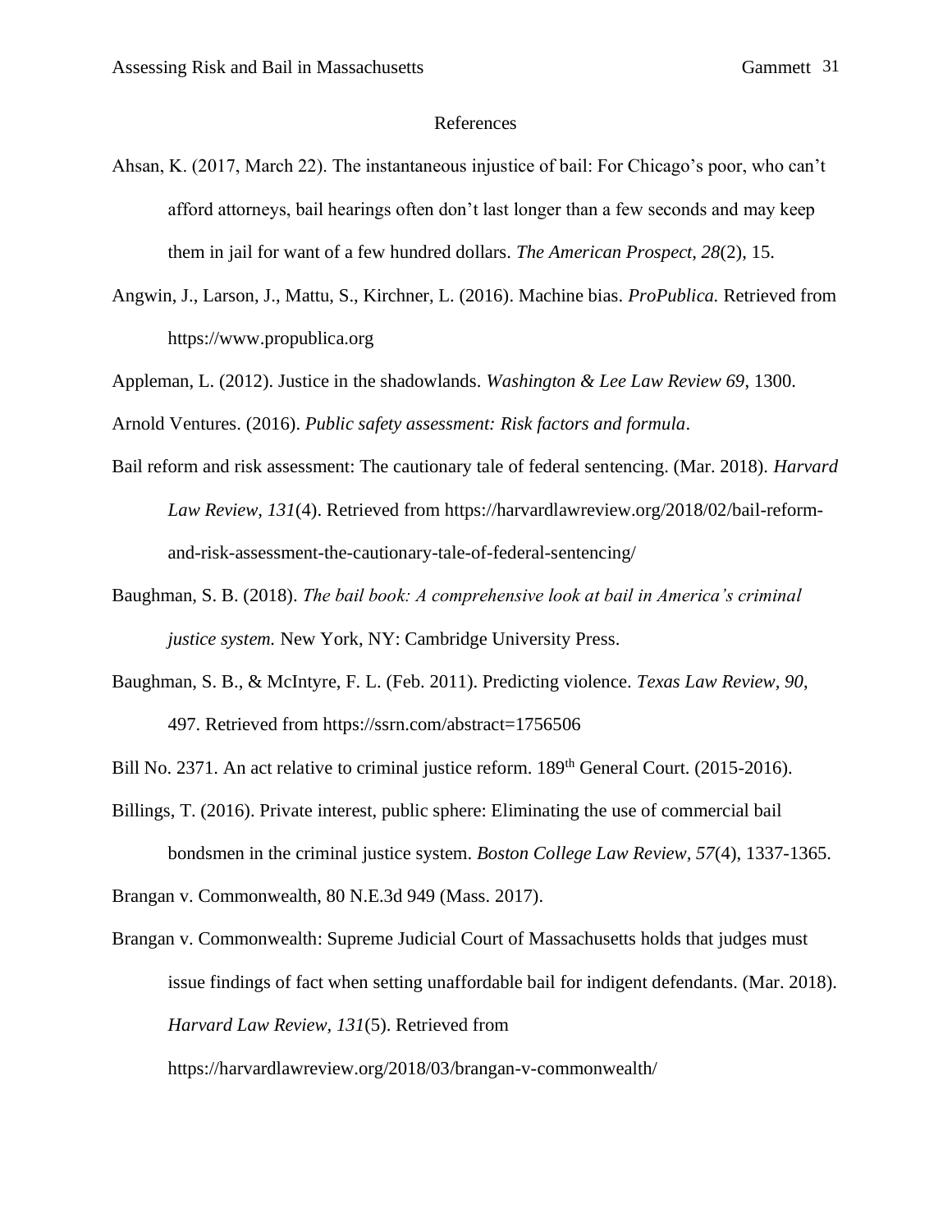# References

Ahsan, K. (2017, March 22). The instantaneous injustice of bail: For Chicago's poor, who can't afford attorneys, bail hearings often don't last longer than a few seconds and may keep them in jail for want of a few hundred dollars. *The American Prospect, 28*(2), 15.

Angwin, J., Larson, J., Mattu, S., Kirchner, L. (2016). Machine bias. *ProPublica.* Retrieved from https://www.propublica.org

Appleman, L. (2012). Justice in the shadowlands. *Washington & Lee Law Review 69*, 1300.

Arnold Ventures. (2016). *Public safety assessment: Risk factors and formula*.

Bail reform and risk assessment: The cautionary tale of federal sentencing. (Mar. 2018). *Harvard Law Review*, *131*(4). Retrieved from https://harvardlawreview.org/2018/02/bail-reform-and-risk-assessment-the-cautionary-tale-of-federal-sentencing/

Baughman, S. B. (2018). *The bail book: A comprehensive look at bail in America's criminal justice system.* New York, NY: Cambridge University Press.

Baughman, S. B., & McIntyre, F. L. (Feb. 2011). Predicting violence. *Texas Law Review, 90*, 497. Retrieved from https://ssrn.com/abstract=1756506

Bill No. 2371. An act relative to criminal justice reform. 189th General Court. (2015-2016).

Billings, T. (2016). Private interest, public sphere: Eliminating the use of commercial bail bondsmen in the criminal justice system. *Boston College Law Review*, *57*(4), 1337-1365.

Brangan v. Commonwealth, 80 N.E.3d 949 (Mass. 2017).

Brangan v. Commonwealth: Supreme Judicial Court of Massachusetts holds that judges must issue findings of fact when setting unaffordable bail for indigent defendants. (Mar. 2018). *Harvard Law Review, 131*(5). Retrieved from https://harvardlawreview.org/2018/03/brangan-v-commonwealth/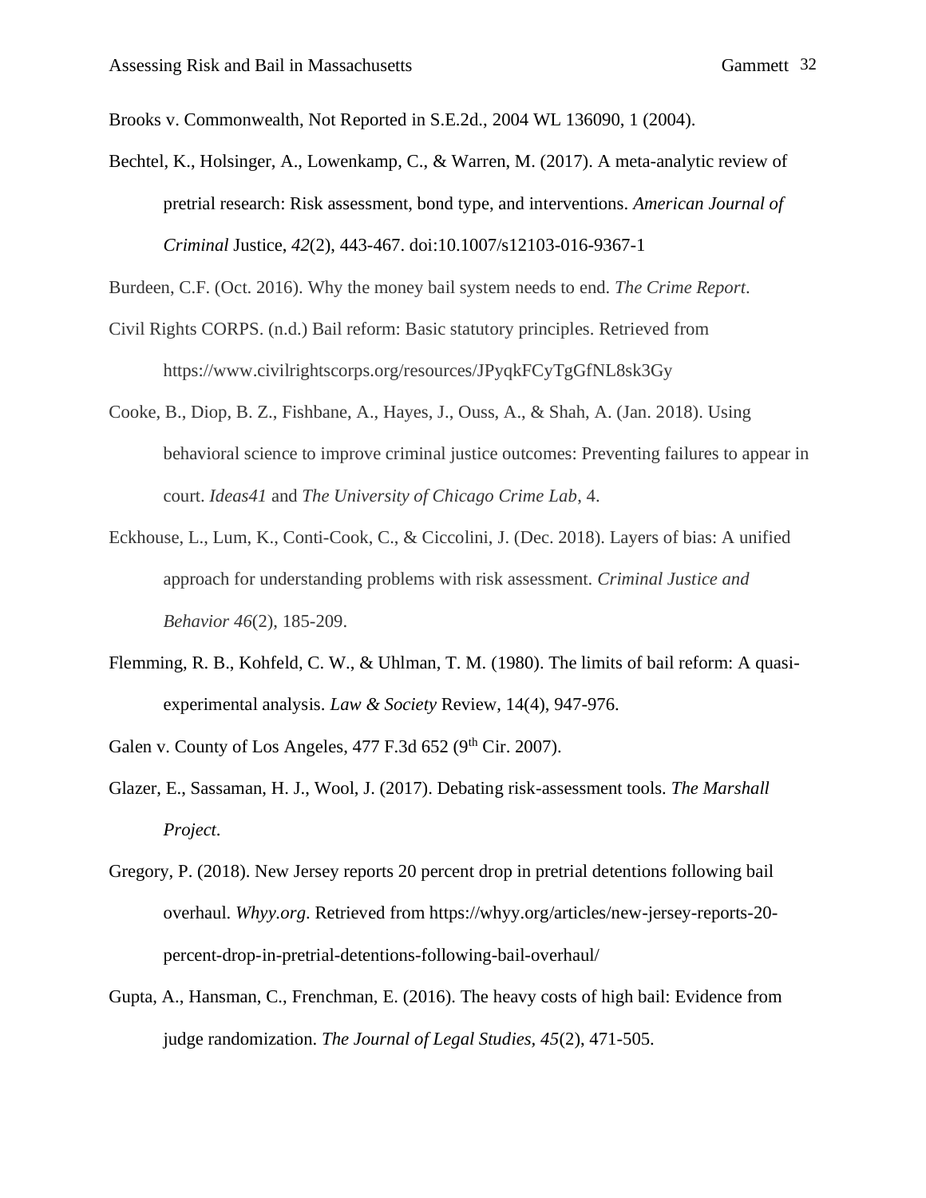Brooks v. Commonwealth, Not Reported in S.E.2d., 2004 WL 136090, 1 (2004).

Bechtel, K., Holsinger, A., Lowenkamp, C., & Warren, M. (2017). A meta-analytic review of pretrial research: Risk assessment, bond type, and interventions. *American Journal of Criminal* Justice, *42*(2), 443-467. doi:10.1007/s12103-016-9367-1

Burdeen, C.F. (Oct. 2016). Why the money bail system needs to end. *The Crime Report*.

Civil Rights CORPS. (n.d.) Bail reform: Basic statutory principles. Retrieved from https://www.civilrightscorps.org/resources/JPyqkFCyTgGfNL8sk3Gy

Cooke, B., Diop, B. Z., Fishbane, A., Hayes, J., Ouss, A., & Shah, A. (Jan. 2018). Using behavioral science to improve criminal justice outcomes: Preventing failures to appear in court. *Ideas41* and *The University of Chicago Crime Lab*, 4.

Eckhouse, L., Lum, K., Conti-Cook, C., & Ciccolini, J. (Dec. 2018). Layers of bias: A unified approach for understanding problems with risk assessment. *Criminal Justice and Behavior 46*(2), 185-209.

Flemming, R. B., Kohfeld, C. W., & Uhlman, T. M. (1980). The limits of bail reform: A quasi-experimental analysis. *Law & Society* Review, 14(4), 947-976.

Galen v. County of Los Angeles, 477 F.3d 652 (9th Cir. 2007).

Glazer, E., Sassaman, H. J., Wool, J. (2017). Debating risk-assessment tools. *The Marshall Project*.

Gregory, P. (2018). New Jersey reports 20 percent drop in pretrial detentions following bail overhaul. *Whyy.org*. Retrieved from https://whyy.org/articles/new-jersey-reports-20-percent-drop-in-pretrial-detentions-following-bail-overhaul/

Gupta, A., Hansman, C., Frenchman, E. (2016). The heavy costs of high bail: Evidence from judge randomization. *The Journal of Legal Studies*, *45*(2), 471-505.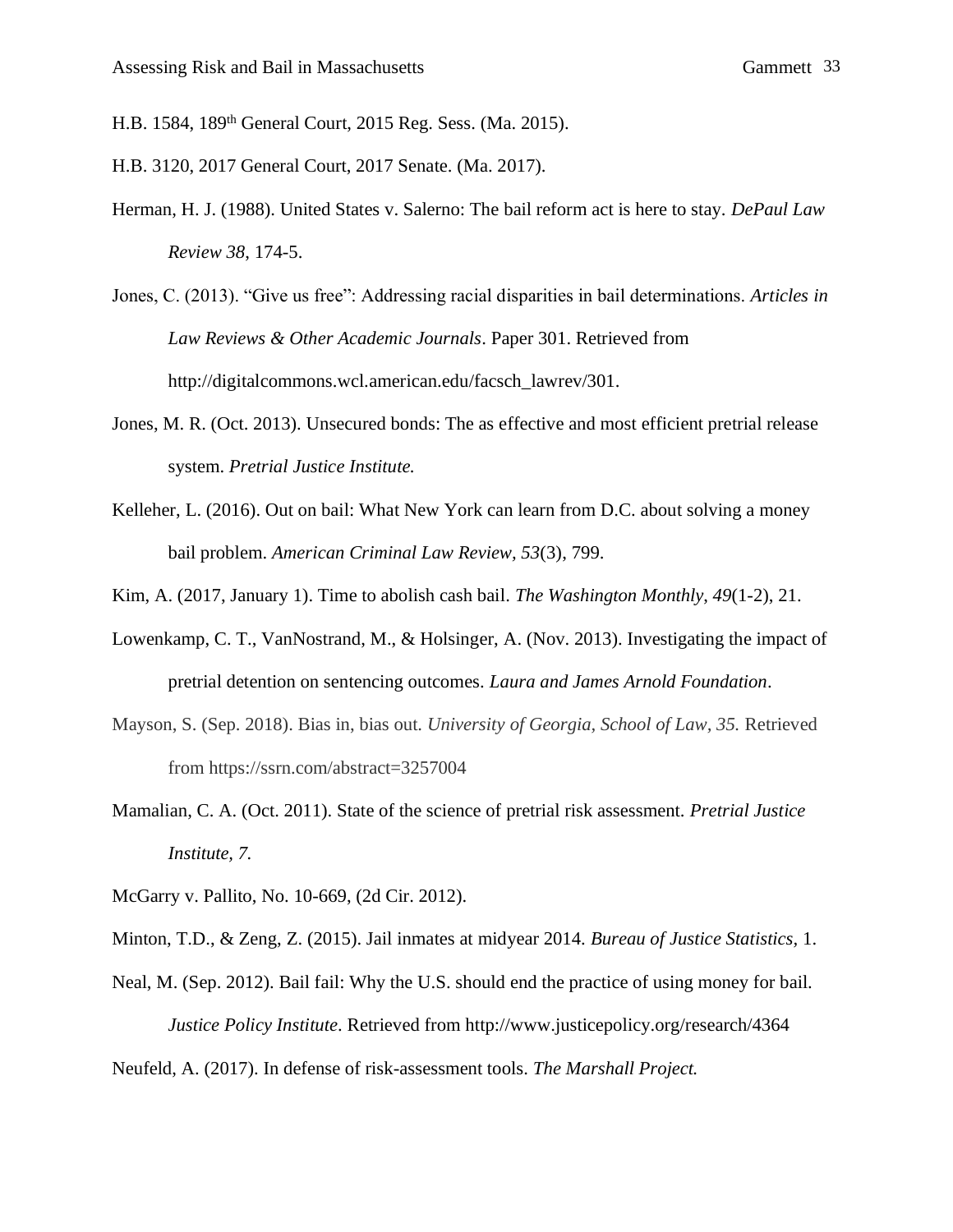H.B. 1584, 189th General Court, 2015 Reg. Sess. (Ma. 2015).

H.B. 3120, 2017 General Court, 2017 Senate. (Ma. 2017).

Herman, H. J. (1988). United States v. Salerno: The bail reform act is here to stay. *DePaul Law Review 38*, 174-5.

Jones, C. (2013). "Give us free": Addressing racial disparities in bail determinations. *Articles in Law Reviews & Other Academic Journals*. Paper 301. Retrieved from http://digitalcommons.wcl.american.edu/facsch_lawrev/301.

Jones, M. R. (Oct. 2013). Unsecured bonds: The as effective and most efficient pretrial release system. *Pretrial Justice Institute.*

Kelleher, L. (2016). Out on bail: What New York can learn from D.C. about solving a money bail problem. *American Criminal Law Review*, *53*(3), 799.

Kim, A. (2017, January 1). Time to abolish cash bail. *The Washington Monthly*, *49*(1-2), 21.

Lowenkamp, C. T., VanNostrand, M., & Holsinger, A. (Nov. 2013). Investigating the impact of pretrial detention on sentencing outcomes. *Laura and James Arnold Foundation*.

Mayson, S. (Sep. 2018). Bias in, bias out. *University of Georgia, School of Law, 35.* Retrieved from https://ssrn.com/abstract=3257004

Mamalian, C. A. (Oct. 2011). State of the science of pretrial risk assessment. *Pretrial Justice Institute, 7.*

McGarry v. Pallito, No. 10-669, (2d Cir. 2012).

Minton, T.D., & Zeng, Z. (2015). Jail inmates at midyear 2014. *Bureau of Justice Statistics*, 1.

Neal, M. (Sep. 2012). Bail fail: Why the U.S. should end the practice of using money for bail. *Justice Policy Institute*. Retrieved from http://www.justicepolicy.org/research/4364

Neufeld, A. (2017). In defense of risk-assessment tools. *The Marshall Project.*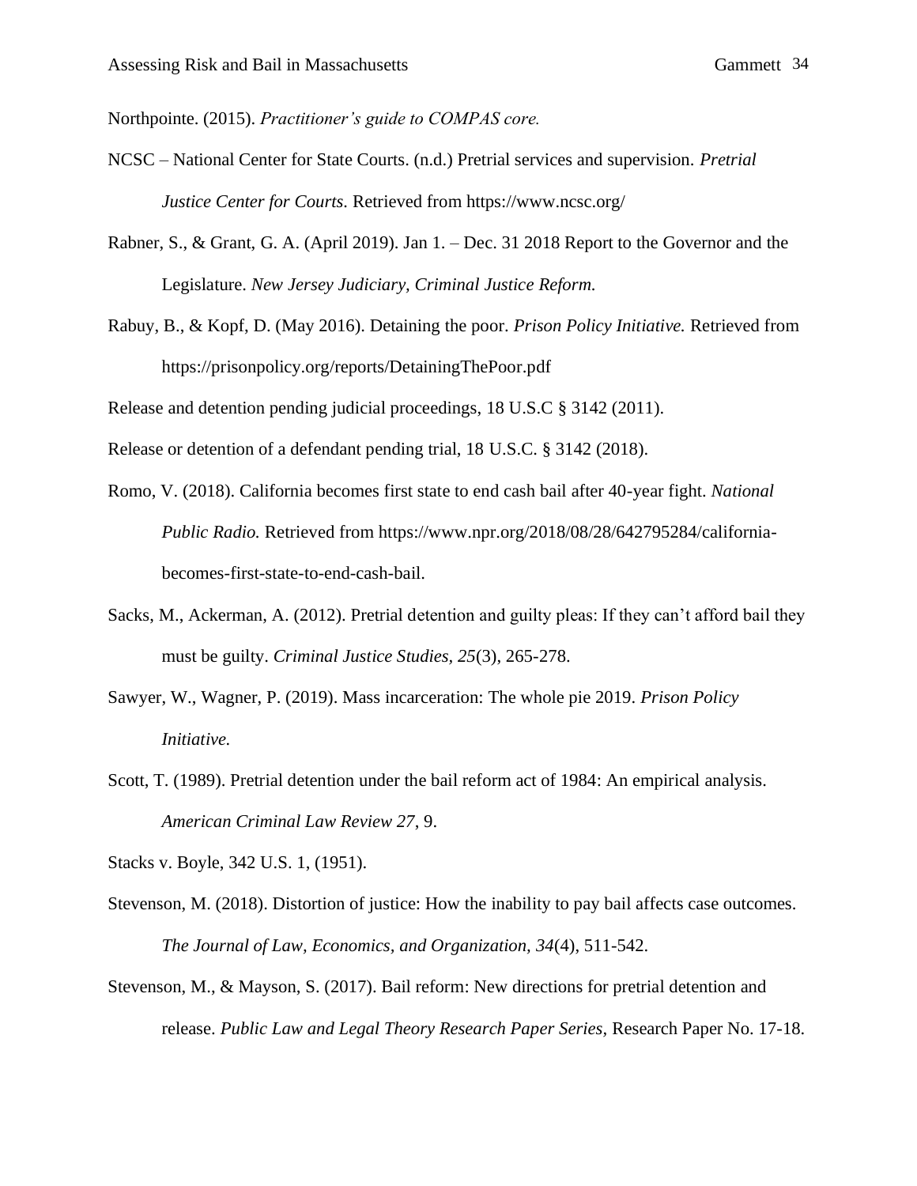Northpointe. (2015). *Practitioner's guide to COMPAS core.*

NCSC – National Center for State Courts. (n.d.) Pretrial services and supervision. *Pretrial Justice Center for Courts.* Retrieved from https://www.ncsc.org/

Rabner, S., & Grant, G. A. (April 2019). Jan 1. – Dec. 31 2018 Report to the Governor and the Legislature. *New Jersey Judiciary, Criminal Justice Reform.*

Rabuy, B., & Kopf, D. (May 2016). Detaining the poor. *Prison Policy Initiative.* Retrieved from https://prisonpolicy.org/reports/DetainingThePoor.pdf

Release and detention pending judicial proceedings, 18 U.S.C § 3142 (2011).

Release or detention of a defendant pending trial, 18 U.S.C. § 3142 (2018).

Romo, V. (2018). California becomes first state to end cash bail after 40-year fight. *National Public Radio.* Retrieved from https://www.npr.org/2018/08/28/642795284/california-becomes-first-state-to-end-cash-bail.

Sacks, M., Ackerman, A. (2012). Pretrial detention and guilty pleas: If they can't afford bail they must be guilty. *Criminal Justice Studies*, *25*(3), 265-278.

Sawyer, W., Wagner, P. (2019). Mass incarceration: The whole pie 2019. *Prison Policy Initiative.*

Scott, T. (1989). Pretrial detention under the bail reform act of 1984: An empirical analysis. *American Criminal Law Review 27*, 9.

Stacks v. Boyle, 342 U.S. 1, (1951).

Stevenson, M. (2018). Distortion of justice: How the inability to pay bail affects case outcomes. *The Journal of Law, Economics, and Organization*, *34*(4), 511-542.

Stevenson, M., & Mayson, S. (2017). Bail reform: New directions for pretrial detention and release. *Public Law and Legal Theory Research Paper Series,* Research Paper No. 17-18.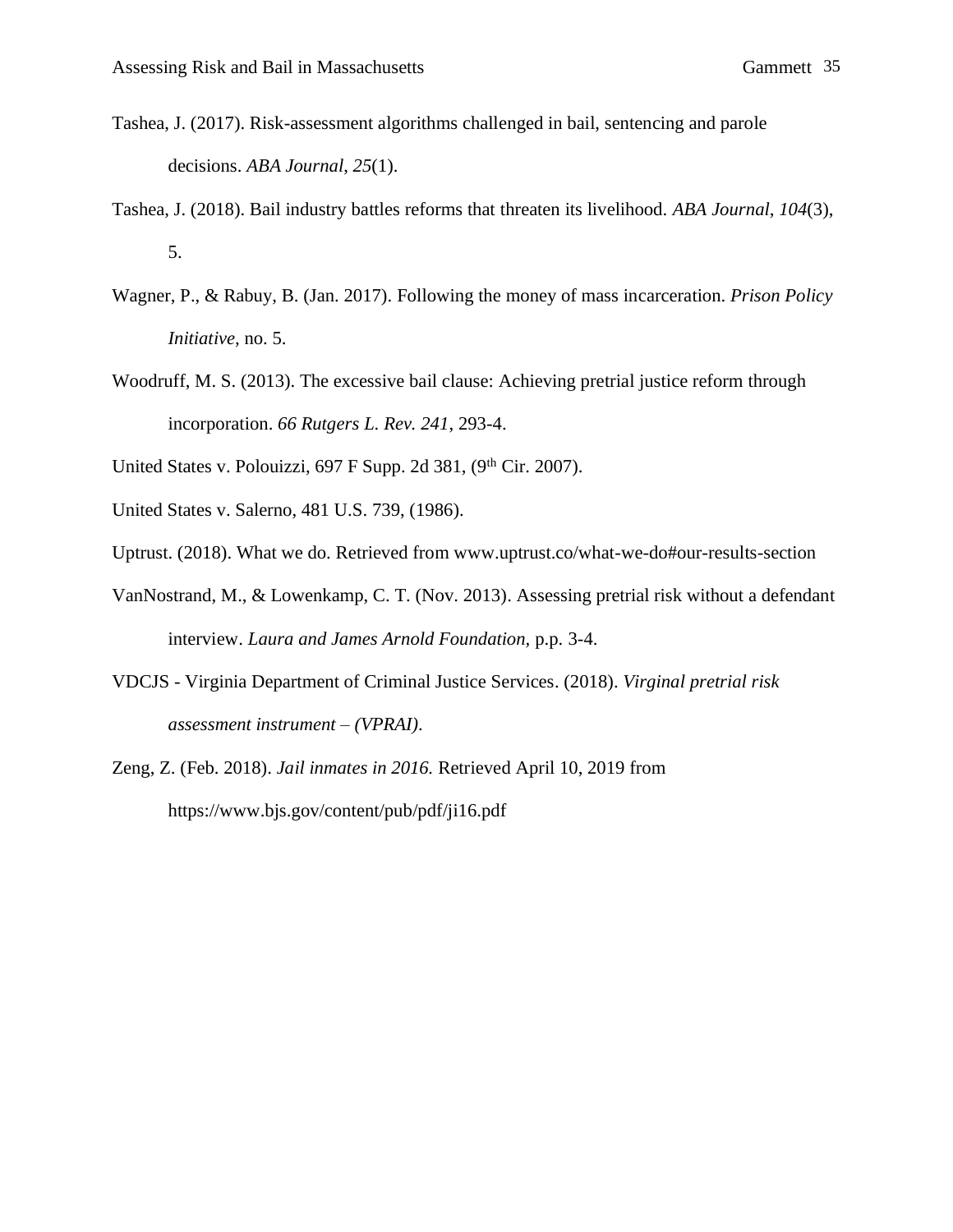Tashea, J. (2017). Risk-assessment algorithms challenged in bail, sentencing and parole decisions. *ABA Journal*, *25*(1).

Tashea, J. (2018). Bail industry battles reforms that threaten its livelihood. *ABA Journal*, *104*(3), 5.

Wagner, P., & Rabuy, B. (Jan. 2017). Following the money of mass incarceration. *Prison Policy Initiative*, no. 5.

Woodruff, M. S. (2013). The excessive bail clause: Achieving pretrial justice reform through incorporation. *66 Rutgers L. Rev. 241*, 293-4.

United States v. Polouizzi, 697 F Supp. 2d 381, (9th Cir. 2007).

United States v. Salerno, 481 U.S. 739, (1986).

Uptrust. (2018). What we do. Retrieved from www.uptrust.co/what-we-do#our-results-section

VanNostrand, M., & Lowenkamp, C. T. (Nov. 2013). Assessing pretrial risk without a defendant interview. *Laura and James Arnold Foundation*, p.p. 3-4.

VDCJS - Virginia Department of Criminal Justice Services. (2018). *Virginal pretrial risk assessment instrument – (VPRAI)*.

Zeng, Z. (Feb. 2018). *Jail inmates in 2016.* Retrieved April 10, 2019 from https://www.bjs.gov/content/pub/pdf/ji16.pdf